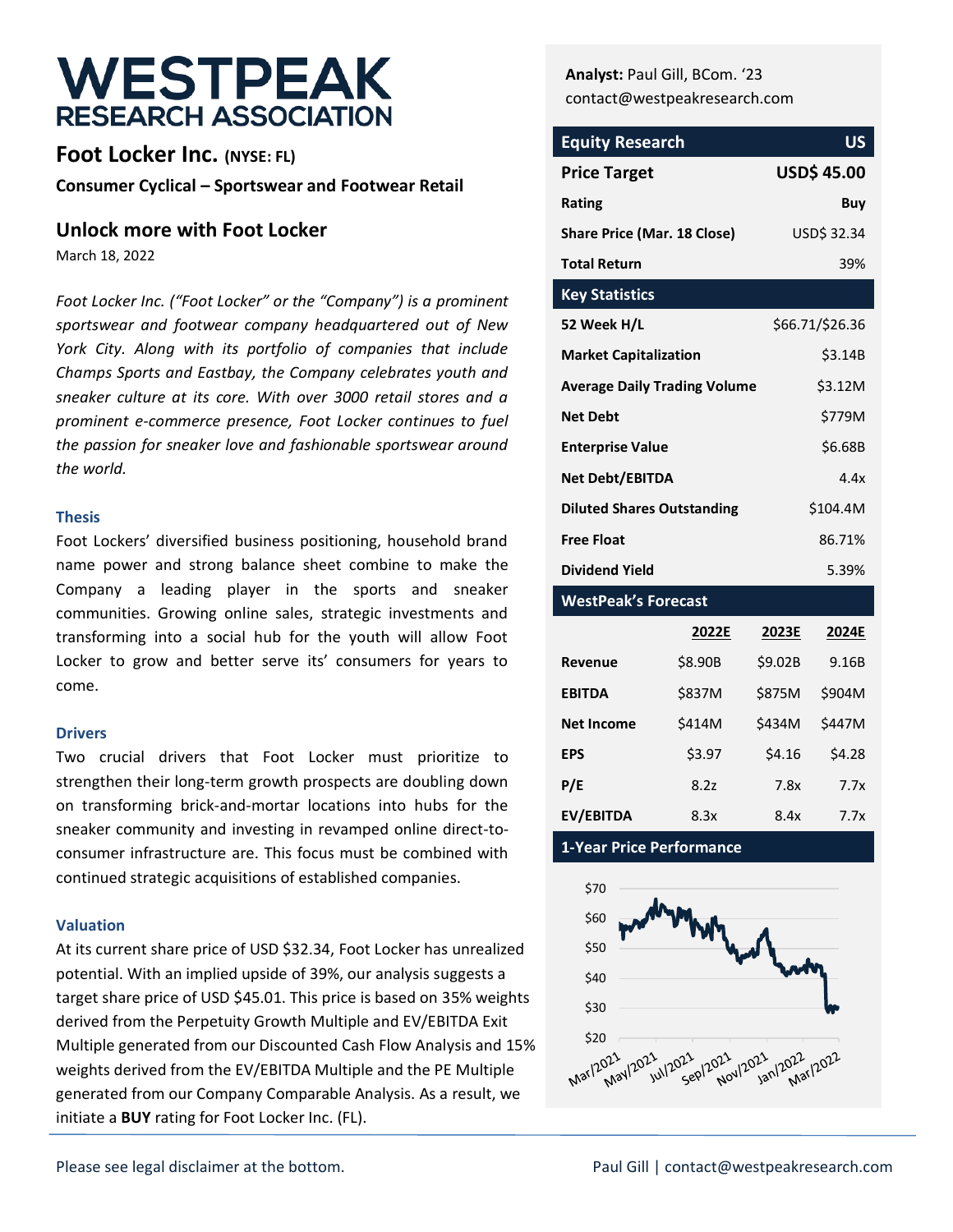# WESTPEAK
## RESEARCH ASSOCIATION

## Foot Locker Inc. (NYSE: FL)

**Consumer Cyclical – Sportswear and Footwear Retail**

## Unlock more with Foot Locker

March 18, 2022

*Foot Locker Inc. ("Foot Locker" or the "Company") is a prominent sportswear and footwear company headquartered out of New York City. Along with its portfolio of companies that include Champs Sports and Eastbay, the Company celebrates youth and sneaker culture at its core. With over 3000 retail stores and a prominent e-commerce presence, Foot Locker continues to fuel the passion for sneaker love and fashionable sportswear around the world.*

### Thesis

Foot Lockers' diversified business positioning, household brand name power and strong balance sheet combine to make the Company a leading player in the sports and sneaker communities. Growing online sales, strategic investments and transforming into a social hub for the youth will allow Foot Locker to grow and better serve its' consumers for years to come.

### Drivers

Two crucial drivers that Foot Locker must prioritize to strengthen their long-term growth prospects are doubling down on transforming brick-and-mortar locations into hubs for the sneaker community and investing in revamped online direct-to-consumer infrastructure are. This focus must be combined with continued strategic acquisitions of established companies.

### Valuation

At its current share price of USD $32.34, Foot Locker has unrealized potential. With an implied upside of 39%, our analysis suggests a target share price of USD $45.01. This price is based on 35% weights derived from the Perpetuity Growth Multiple and EV/EBITDA Exit Multiple generated from our Discounted Cash Flow Analysis and 15% weights derived from the EV/EBITDA Multiple and the PE Multiple generated from our Company Comparable Analysis. As a result, we initiate a **BUY** rating for Foot Locker Inc. (FL).

**Analyst:** Paul Gill, BCom. '23
contact@westpeakresearch.com

| Equity Research | US |
|---|---|
| **Price Target** | **USD$ 45.00** |
| **Rating** | **Buy** |
| **Share Price (Mar. 18 Close)** | USD$ 32.34 |
| **Total Return** | 39% |

| Key Statistics | |
|---|---|
| **52 Week H/L** | $66.71/$26.36 |
| **Market Capitalization** | $3.14B |
| **Average Daily Trading Volume** | $3.12M |
| **Net Debt** | $779M |
| **Enterprise Value** | $6.68B |
| **Net Debt/EBITDA** | 4.4x |
| **Diluted Shares Outstanding** | $104.4M |
| **Free Float** | 86.71% |
| **Dividend Yield** | 5.39% |

| WestPeak's Forecast | 2022E | 2023E | 2024E |
|---|---|---|---|
| **Revenue** | $8.90B | $9.02B | 9.16B |
| **EBITDA** | $837M | $875M | $904M |
| **Net Income** | $414M | $434M | $447M |
| **EPS** | $3.97 | $4.16 | $4.28 |
| **P/E** | 8.2z | 7.8x | 7.7x |
| **EV/EBITDA** | 8.3x | 8.4x | 7.7x |

**1-Year Price Performance**

Please see legal disclaimer at the bottom.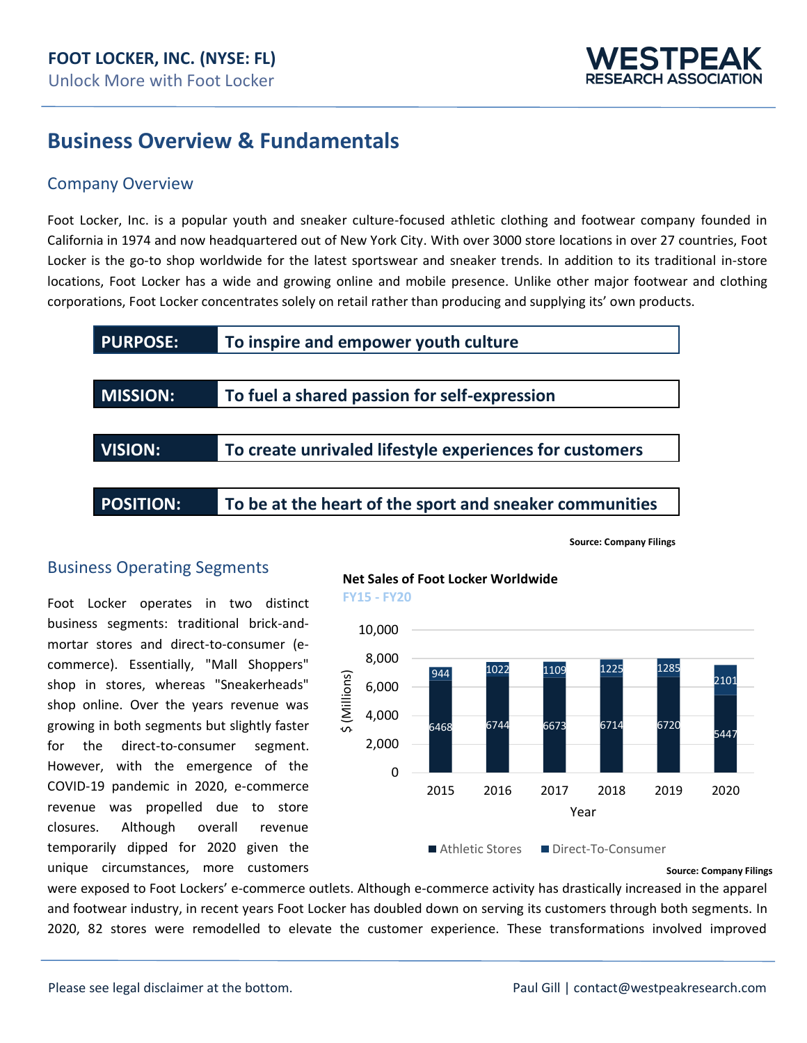# Business Overview & Fundamentals

## Company Overview

Foot Locker, Inc. is a popular youth and sneaker culture-focused athletic clothing and footwear company founded in California in 1974 and now headquartered out of New York City. With over 3000 store locations in over 27 countries, Foot Locker is the go-to shop worldwide for the latest sportswear and sneaker trends. In addition to its traditional in-store locations, Foot Locker has a wide and growing online and mobile presence. Unlike other major footwear and clothing corporations, Foot Locker concentrates solely on retail rather than producing and supplying its' own products.

| | |
|---|---|
| **PURPOSE:** | **To inspire and empower youth culture** |
| **MISSION:** | **To fuel a shared passion for self-expression** |
| **VISION:** | **To create unrivaled lifestyle experiences for customers** |
| **POSITION:** | **To be at the heart of the sport and sneaker communities** |

**Source: Company Filings**

## Business Operating Segments

Foot Locker operates in two distinct business segments: traditional brick-and-mortar stores and direct-to-consumer (e-commerce). Essentially, "Mall Shoppers" shop in stores, whereas "Sneakerheads" shop online. Over the years revenue was growing in both segments but slightly faster for the direct-to-consumer segment. However, with the emergence of the COVID-19 pandemic in 2020, e-commerce revenue was propelled due to store closures. Although overall revenue temporarily dipped for 2020 given the unique circumstances, more customers were exposed to Foot Lockers' e-commerce outlets. Although e-commerce activity has drastically increased in the apparel and footwear industry, in recent years Foot Locker has doubled down on serving its customers through both segments. In 2020, 82 stores were remodelled to elevate the customer experience. These transformations involved improved

**Net Sales of Foot Locker Worldwide**

FY15 - FY20

| Year | Athletic Stores ($ Millions) | Direct-To-Consumer ($ Millions) |
|---|---|---|
| 2015 | 6468 | 944 |
| 2016 | 6744 | 1022 |
| 2017 | 6673 | 1109 |
| 2018 | 6714 | 1225 |
| 2019 | 6720 | 1285 |
| 2020 | 5447 | 2101 |

**Source: Company Filings**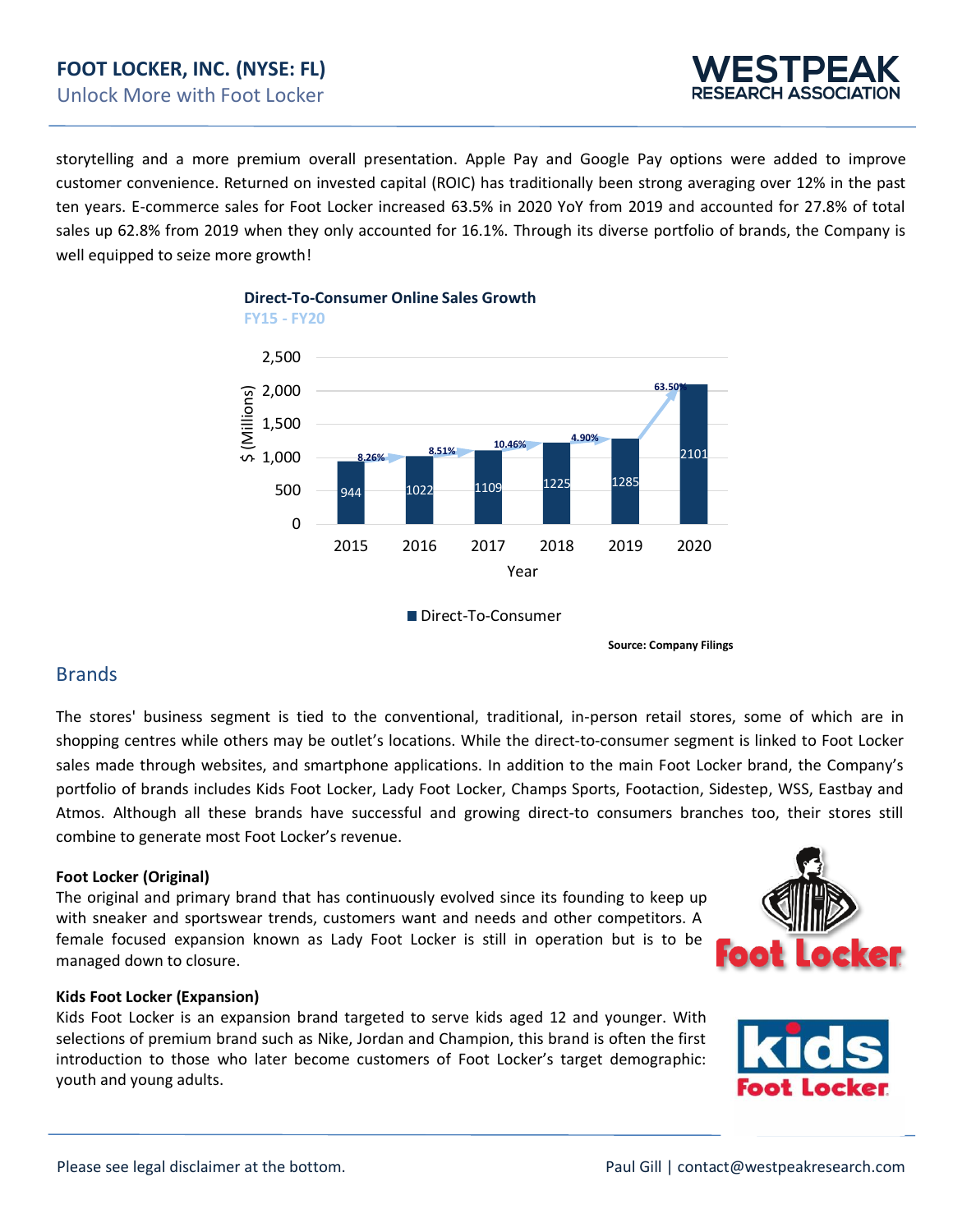storytelling and a more premium overall presentation. Apple Pay and Google Pay options were added to improve customer convenience. Returned on invested capital (ROIC) has traditionally been strong averaging over 12% in the past ten years. E-commerce sales for Foot Locker increased 63.5% in 2020 YoY from 2019 and accounted for 27.8% of total sales up 62.8% from 2019 when they only accounted for 16.1%. Through its diverse portfolio of brands, the Company is well equipped to seize more growth!

**Direct-To-Consumer Online Sales Growth**
FY15 - FY20

| Year | Direct-To-Consumer ($ Millions) | Growth |
|---|---|---|
| 2015 | 944 | |
| 2016 | 1022 | 8.26% |
| 2017 | 1109 | 8.51% |
| 2018 | 1225 | 10.46% |
| 2019 | 1285 | 4.90% |
| 2020 | 2101 | 63.50% |

**Source: Company Filings**

## Brands

The stores' business segment is tied to the conventional, traditional, in-person retail stores, some of which are in shopping centres while others may be outlet's locations. While the direct-to-consumer segment is linked to Foot Locker sales made through websites, and smartphone applications. In addition to the main Foot Locker brand, the Company's portfolio of brands includes Kids Foot Locker, Lady Foot Locker, Champs Sports, Footaction, Sidestep, WSS, Eastbay and Atmos. Although all these brands have successful and growing direct-to consumers branches too, their stores still combine to generate most Foot Locker's revenue.

**Foot Locker (Original)**
The original and primary brand that has continuously evolved since its founding to keep up with sneaker and sportswear trends, customers want and needs and other competitors. A female focused expansion known as Lady Foot Locker is still in operation but is to be managed down to closure.

**Kids Foot Locker (Expansion)**
Kids Foot Locker is an expansion brand targeted to serve kids aged 12 and younger. With selections of premium brand such as Nike, Jordan and Champion, this brand is often the first introduction to those who later become customers of Foot Locker's target demographic: youth and young adults.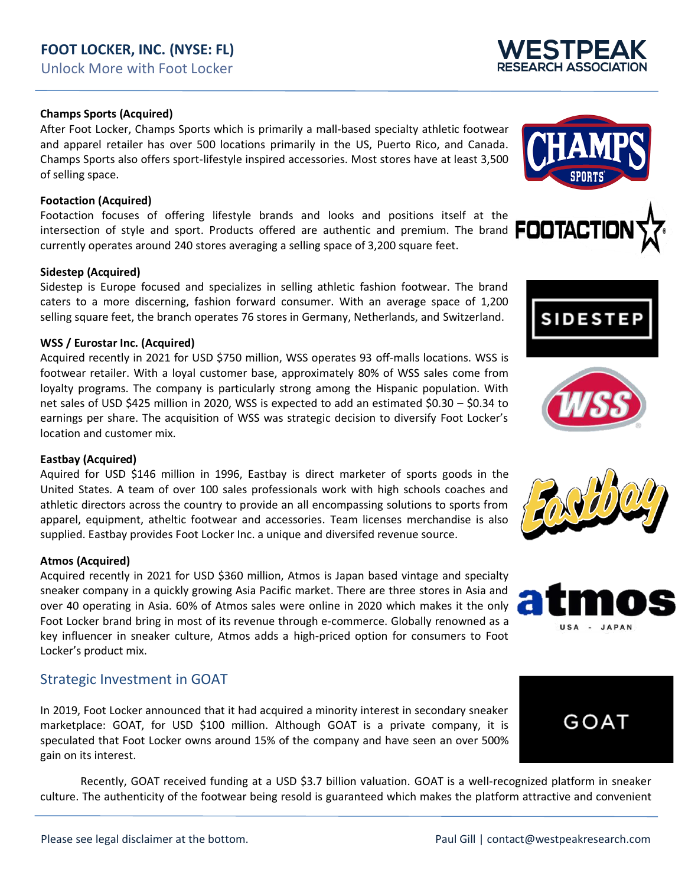**Champs Sports (Acquired)**

After Foot Locker, Champs Sports which is primarily a mall-based specialty athletic footwear and apparel retailer has over 500 locations primarily in the US, Puerto Rico, and Canada. Champs Sports also offers sport-lifestyle inspired accessories. Most stores have at least 3,500 of selling space.

**Footaction (Acquired)**

Footaction focuses of offering lifestyle brands and looks and positions itself at the intersection of style and sport. Products offered are authentic and premium. The brand currently operates around 240 stores averaging a selling space of 3,200 square feet.

**Sidestep (Acquired)**

Sidestep is Europe focused and specializes in selling athletic fashion footwear. The brand caters to a more discerning, fashion forward consumer. With an average space of 1,200 selling square feet, the branch operates 76 stores in Germany, Netherlands, and Switzerland.

**WSS / Eurostar Inc. (Acquired)**

Acquired recently in 2021 for USD $750 million, WSS operates 93 off-malls locations. WSS is footwear retailer. With a loyal customer base, approximately 80% of WSS sales come from loyalty programs. The company is particularly strong among the Hispanic population. With net sales of USD $425 million in 2020, WSS is expected to add an estimated $0.30 – $0.34 to earnings per share. The acquisition of WSS was strategic decision to diversify Foot Locker's location and customer mix.

**Eastbay (Acquired)**

Aquired for USD $146 million in 1996, Eastbay is direct marketer of sports goods in the United States. A team of over 100 sales professionals work with high schools coaches and athletic directors across the country to provide an all encompassing solutions to sports from apparel, equipment, atheltic footwear and accessories. Team licenses merchandise is also supplied. Eastbay provides Foot Locker Inc. a unique and diversifed revenue source.

**Atmos (Acquired)**

Acquired recently in 2021 for USD $360 million, Atmos is Japan based vintage and specialty sneaker company in a quickly growing Asia Pacific market. There are three stores in Asia and over 40 operating in Asia. 60% of Atmos sales were online in 2020 which makes it the only Foot Locker brand bring in most of its revenue through e-commerce. Globally renowned as a key influencer in sneaker culture, Atmos adds a high-priced option for consumers to Foot Locker's product mix.

## Strategic Investment in GOAT

In 2019, Foot Locker announced that it had acquired a minority interest in secondary sneaker marketplace: GOAT, for USD $100 million. Although GOAT is a private company, it is speculated that Foot Locker owns around 15% of the company and have seen an over 500% gain on its interest.

Recently, GOAT received funding at a USD $3.7 billion valuation. GOAT is a well-recognized platform in sneaker culture. The authenticity of the footwear being resold is guaranteed which makes the platform attractive and convenient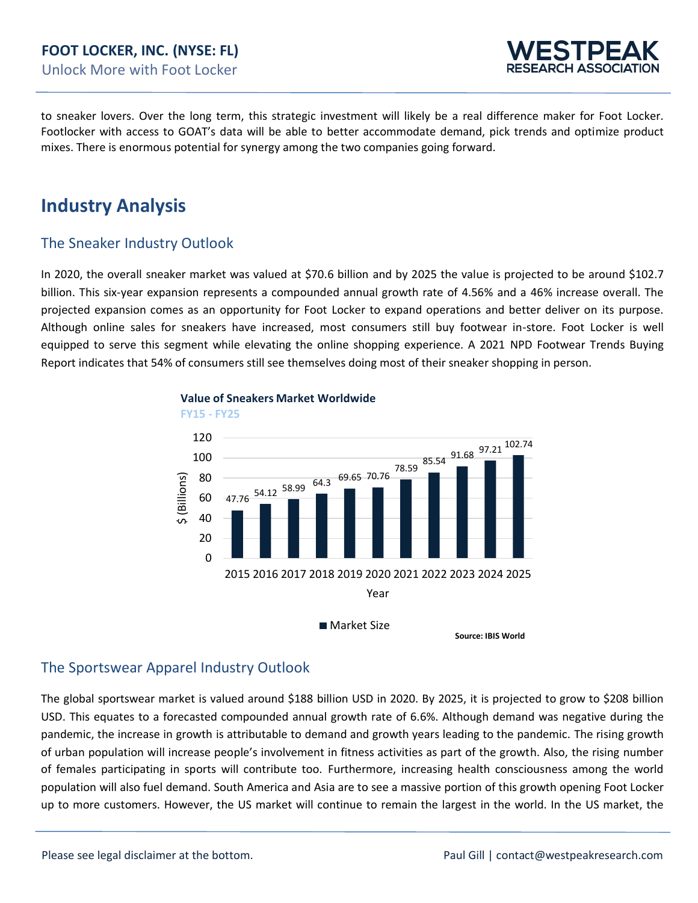to sneaker lovers. Over the long term, this strategic investment will likely be a real difference maker for Foot Locker. Footlocker with access to GOAT's data will be able to better accommodate demand, pick trends and optimize product mixes. There is enormous potential for synergy among the two companies going forward.

# Industry Analysis

## The Sneaker Industry Outlook

In 2020, the overall sneaker market was valued at $70.6 billion and by 2025 the value is projected to be around $102.7 billion. This six-year expansion represents a compounded annual growth rate of 4.56% and a 46% increase overall. The projected expansion comes as an opportunity for Foot Locker to expand operations and better deliver on its purpose. Although online sales for sneakers have increased, most consumers still buy footwear in-store. Foot Locker is well equipped to serve this segment while elevating the online shopping experience. A 2021 NPD Footwear Trends Buying Report indicates that 54% of consumers still see themselves doing most of their sneaker shopping in person.

**Value of Sneakers Market Worldwide**

FY15 - FY25

| Year | Market Size ($ Billions) |
|---|---|
| 2015 | 47.76 |
| 2016 | 54.12 |
| 2017 | 58.99 |
| 2018 | 64.3 |
| 2019 | 69.65 |
| 2020 | 70.76 |
| 2021 | 78.59 |
| 2022 | 85.54 |
| 2023 | 91.68 |
| 2024 | 97.21 |
| 2025 | 102.74 |

Source: IBIS World

## The Sportswear Apparel Industry Outlook

The global sportswear market is valued around $188 billion USD in 2020. By 2025, it is projected to grow to $208 billion USD. This equates to a forecasted compounded annual growth rate of 6.6%. Although demand was negative during the pandemic, the increase in growth is attributable to demand and growth years leading to the pandemic. The rising growth of urban population will increase people's involvement in fitness activities as part of the growth. Also, the rising number of females participating in sports will contribute too. Furthermore, increasing health consciousness among the world population will also fuel demand. South America and Asia are to see a massive portion of this growth opening Foot Locker up to more customers. However, the US market will continue to remain the largest in the world. In the US market, the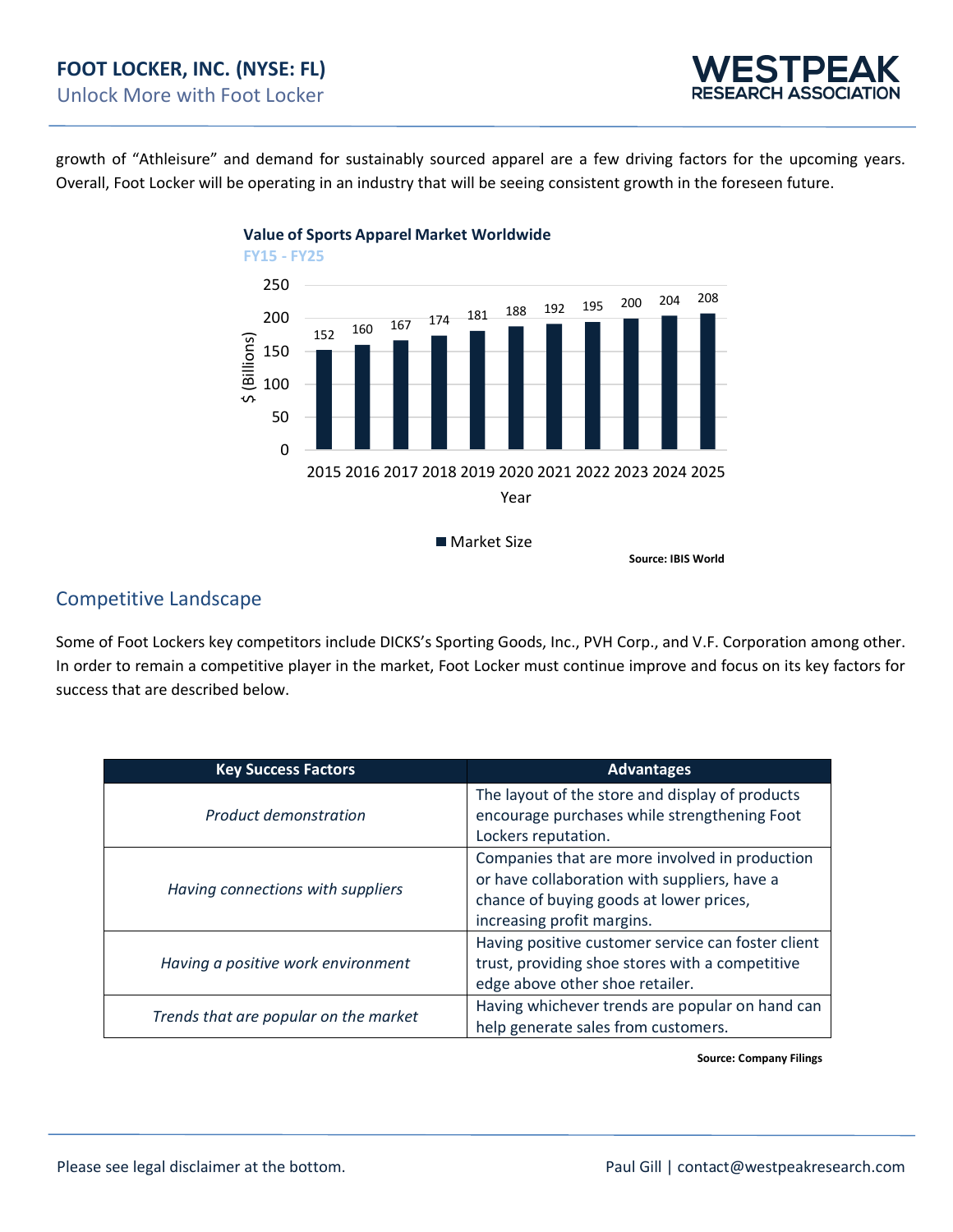growth of "Athleisure" and demand for sustainably sourced apparel are a few driving factors for the upcoming years. Overall, Foot Locker will be operating in an industry that will be seeing consistent growth in the foreseen future.

**Value of Sports Apparel Market Worldwide**

FY15 - FY25

| Year | Market Size ($ Billions) |
|---|---|
| 2015 | 152 |
| 2016 | 160 |
| 2017 | 167 |
| 2018 | 174 |
| 2019 | 181 |
| 2020 | 188 |
| 2021 | 192 |
| 2022 | 195 |
| 2023 | 200 |
| 2024 | 204 |
| 2025 | 208 |

**Source: IBIS World**

## Competitive Landscape

Some of Foot Lockers key competitors include DICKS's Sporting Goods, Inc., PVH Corp., and V.F. Corporation among other. In order to remain a competitive player in the market, Foot Locker must continue improve and focus on its key factors for success that are described below.

| Key Success Factors | Advantages |
|---|---|
| *Product demonstration* | The layout of the store and display of products encourage purchases while strengthening Foot Lockers reputation. |
| *Having connections with suppliers* | Companies that are more involved in production or have collaboration with suppliers, have a chance of buying goods at lower prices, increasing profit margins. |
| *Having a positive work environment* | Having positive customer service can foster client trust, providing shoe stores with a competitive edge above other shoe retailer. |
| *Trends that are popular on the market* | Having whichever trends are popular on hand can help generate sales from customers. |

**Source: Company Filings**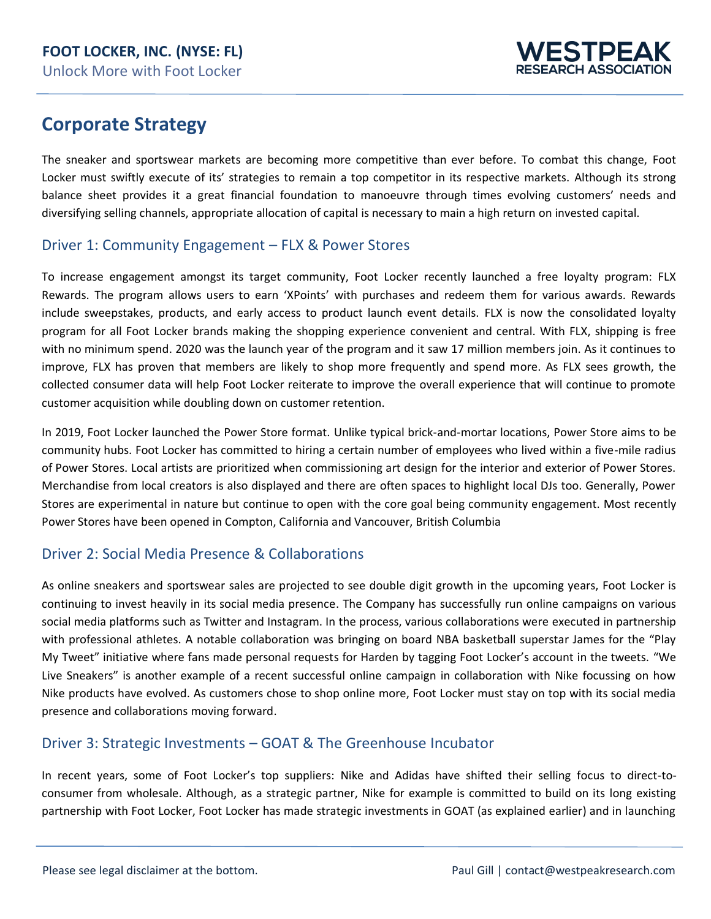## Corporate Strategy

The sneaker and sportswear markets are becoming more competitive than ever before. To combat this change, Foot Locker must swiftly execute of its' strategies to remain a top competitor in its respective markets. Although its strong balance sheet provides it a great financial foundation to manoeuvre through times evolving customers' needs and diversifying selling channels, appropriate allocation of capital is necessary to main a high return on invested capital.

### Driver 1: Community Engagement – FLX & Power Stores

To increase engagement amongst its target community, Foot Locker recently launched a free loyalty program: FLX Rewards. The program allows users to earn 'XPoints' with purchases and redeem them for various awards. Rewards include sweepstakes, products, and early access to product launch event details. FLX is now the consolidated loyalty program for all Foot Locker brands making the shopping experience convenient and central. With FLX, shipping is free with no minimum spend. 2020 was the launch year of the program and it saw 17 million members join. As it continues to improve, FLX has proven that members are likely to shop more frequently and spend more. As FLX sees growth, the collected consumer data will help Foot Locker reiterate to improve the overall experience that will continue to promote customer acquisition while doubling down on customer retention.

In 2019, Foot Locker launched the Power Store format. Unlike typical brick-and-mortar locations, Power Store aims to be community hubs. Foot Locker has committed to hiring a certain number of employees who lived within a five-mile radius of Power Stores. Local artists are prioritized when commissioning art design for the interior and exterior of Power Stores. Merchandise from local creators is also displayed and there are often spaces to highlight local DJs too. Generally, Power Stores are experimental in nature but continue to open with the core goal being community engagement. Most recently Power Stores have been opened in Compton, California and Vancouver, British Columbia

### Driver 2: Social Media Presence & Collaborations

As online sneakers and sportswear sales are projected to see double digit growth in the upcoming years, Foot Locker is continuing to invest heavily in its social media presence. The Company has successfully run online campaigns on various social media platforms such as Twitter and Instagram. In the process, various collaborations were executed in partnership with professional athletes. A notable collaboration was bringing on board NBA basketball superstar James for the "Play My Tweet" initiative where fans made personal requests for Harden by tagging Foot Locker's account in the tweets. "We Live Sneakers" is another example of a recent successful online campaign in collaboration with Nike focussing on how Nike products have evolved. As customers chose to shop online more, Foot Locker must stay on top with its social media presence and collaborations moving forward.

### Driver 3: Strategic Investments – GOAT & The Greenhouse Incubator

In recent years, some of Foot Locker's top suppliers: Nike and Adidas have shifted their selling focus to direct-to-consumer from wholesale. Although, as a strategic partner, Nike for example is committed to build on its long existing partnership with Foot Locker, Foot Locker has made strategic investments in GOAT (as explained earlier) and in launching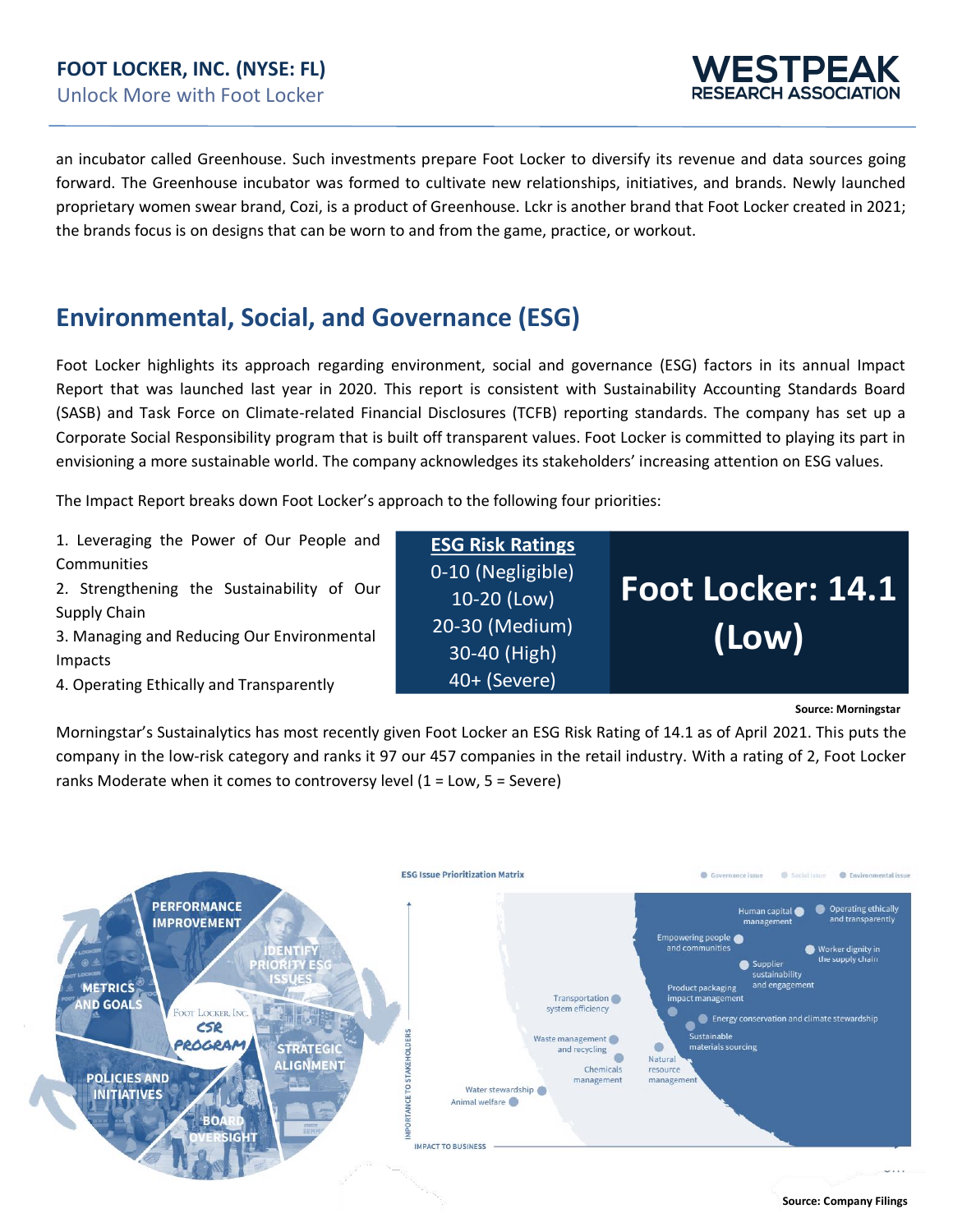an incubator called Greenhouse. Such investments prepare Foot Locker to diversify its revenue and data sources going forward. The Greenhouse incubator was formed to cultivate new relationships, initiatives, and brands. Newly launched proprietary women swear brand, Cozi, is a product of Greenhouse. Lckr is another brand that Foot Locker created in 2021; the brands focus is on designs that can be worn to and from the game, practice, or workout.

## Environmental, Social, and Governance (ESG)

Foot Locker highlights its approach regarding environment, social and governance (ESG) factors in its annual Impact Report that was launched last year in 2020. This report is consistent with Sustainability Accounting Standards Board (SASB) and Task Force on Climate-related Financial Disclosures (TCFB) reporting standards. The company has set up a Corporate Social Responsibility program that is built off transparent values. Foot Locker is committed to playing its part in envisioning a more sustainable world. The company acknowledges its stakeholders' increasing attention on ESG values.

The Impact Report breaks down Foot Locker's approach to the following four priorities:

1. Leveraging the Power of Our People and Communities
2. Strengthening the Sustainability of Our Supply Chain
3. Managing and Reducing Our Environmental Impacts
4. Operating Ethically and Transparently

| ESG Risk Ratings | |
|---|---|
| 0-10 (Negligible) | **Foot Locker: 14.1 (Low)** |
| 10-20 (Low) | |
| 20-30 (Medium) | |
| 30-40 (High) | |
| 40+ (Severe) | |

**Source: Morningstar**

Morningstar's Sustainalytics has most recently given Foot Locker an ESG Risk Rating of 14.1 as of April 2021. This puts the company in the low-risk category and ranks it 97 our 457 companies in the retail industry. With a rating of 2, Foot Locker ranks Moderate when it comes to controversy level (1 = Low, 5 = Severe)

**Source: Company Filings**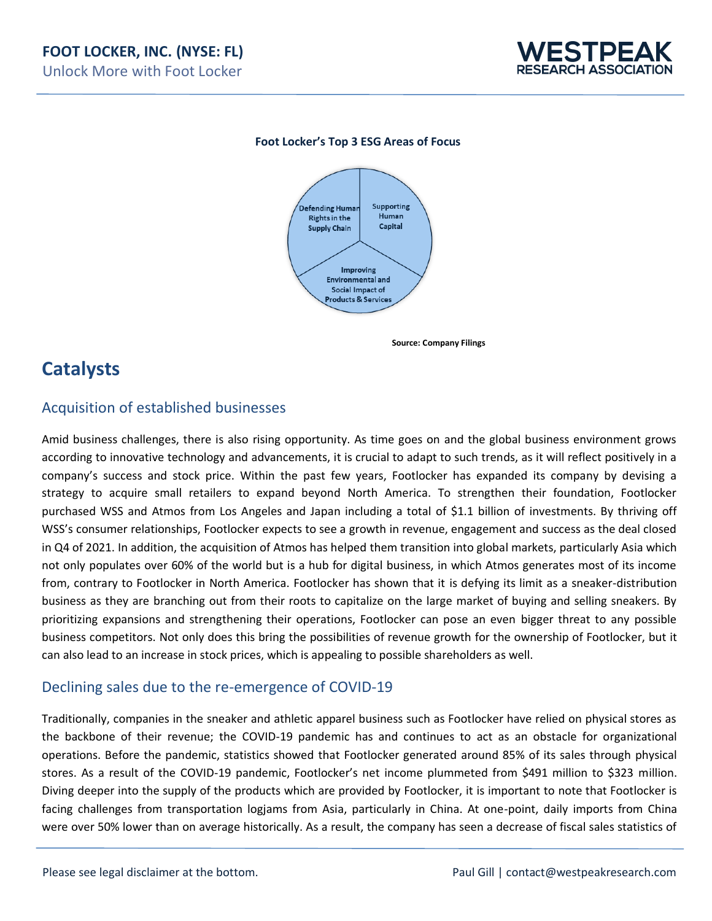**Foot Locker's Top 3 ESG Areas of Focus**

Defending Human Rights in the Supply Chain

Supporting Human Capital

Improving Environmental and Social Impact of Products & Services

**Source: Company Filings**

# Catalysts

## Acquisition of established businesses

Amid business challenges, there is also rising opportunity. As time goes on and the global business environment grows according to innovative technology and advancements, it is crucial to adapt to such trends, as it will reflect positively in a company's success and stock price. Within the past few years, Footlocker has expanded its company by devising a strategy to acquire small retailers to expand beyond North America. To strengthen their foundation, Footlocker purchased WSS and Atmos from Los Angeles and Japan including a total of $1.1 billion of investments. By thriving off WSS's consumer relationships, Footlocker expects to see a growth in revenue, engagement and success as the deal closed in Q4 of 2021. In addition, the acquisition of Atmos has helped them transition into global markets, particularly Asia which not only populates over 60% of the world but is a hub for digital business, in which Atmos generates most of its income from, contrary to Footlocker in North America. Footlocker has shown that it is defying its limit as a sneaker-distribution business as they are branching out from their roots to capitalize on the large market of buying and selling sneakers. By prioritizing expansions and strengthening their operations, Footlocker can pose an even bigger threat to any possible business competitors. Not only does this bring the possibilities of revenue growth for the ownership of Footlocker, but it can also lead to an increase in stock prices, which is appealing to possible shareholders as well.

## Declining sales due to the re-emergence of COVID-19

Traditionally, companies in the sneaker and athletic apparel business such as Footlocker have relied on physical stores as the backbone of their revenue; the COVID-19 pandemic has and continues to act as an obstacle for organizational operations. Before the pandemic, statistics showed that Footlocker generated around 85% of its sales through physical stores. As a result of the COVID-19 pandemic, Footlocker's net income plummeted from $491 million to $323 million. Diving deeper into the supply of the products which are provided by Footlocker, it is important to note that Footlocker is facing challenges from transportation logjams from Asia, particularly in China. At one-point, daily imports from China were over 50% lower than on average historically. As a result, the company has seen a decrease of fiscal sales statistics of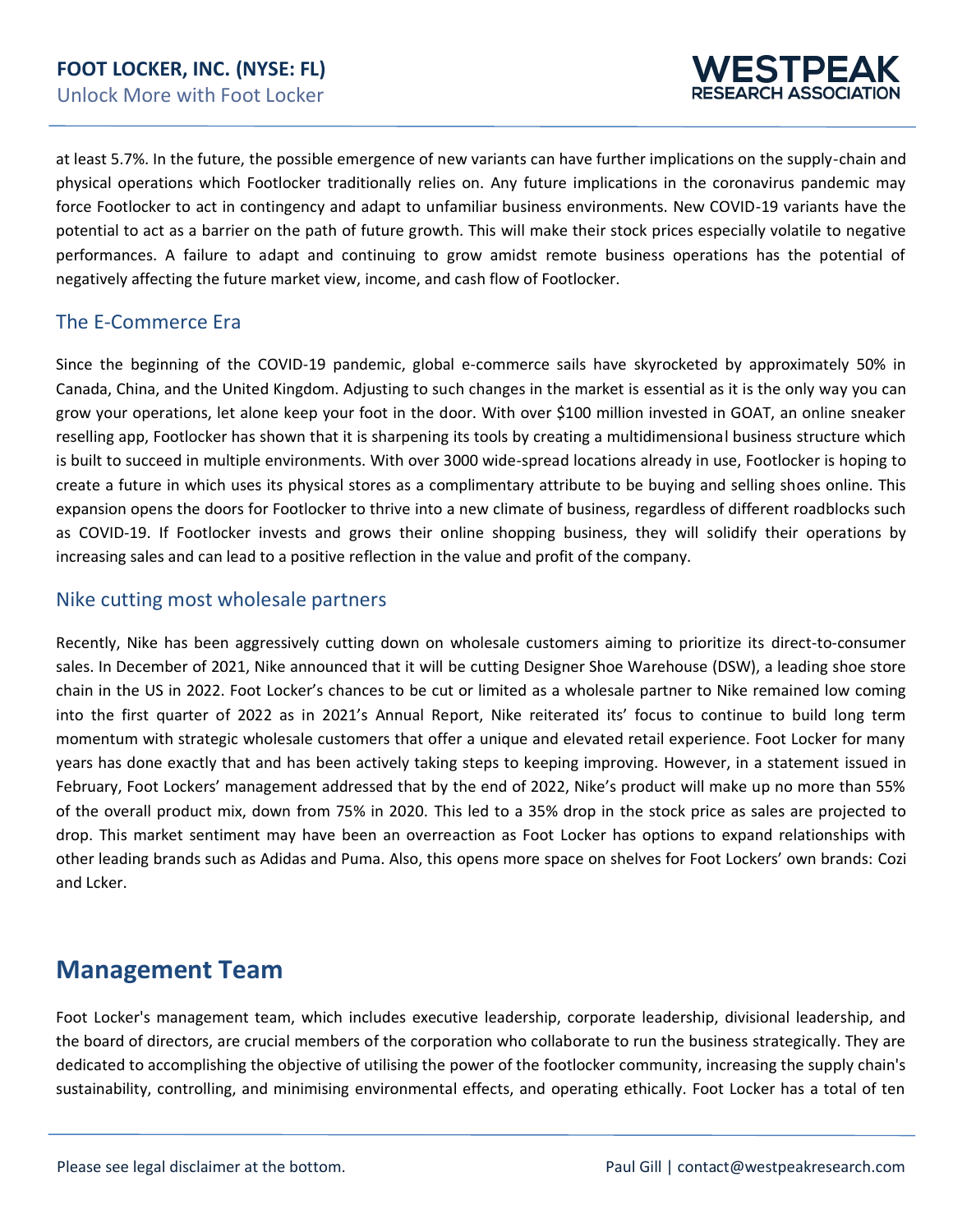at least 5.7%. In the future, the possible emergence of new variants can have further implications on the supply-chain and physical operations which Footlocker traditionally relies on. Any future implications in the coronavirus pandemic may force Footlocker to act in contingency and adapt to unfamiliar business environments. New COVID-19 variants have the potential to act as a barrier on the path of future growth. This will make their stock prices especially volatile to negative performances. A failure to adapt and continuing to grow amidst remote business operations has the potential of negatively affecting the future market view, income, and cash flow of Footlocker.

### The E-Commerce Era

Since the beginning of the COVID-19 pandemic, global e-commerce sails have skyrocketed by approximately 50% in Canada, China, and the United Kingdom. Adjusting to such changes in the market is essential as it is the only way you can grow your operations, let alone keep your foot in the door. With over $100 million invested in GOAT, an online sneaker reselling app, Footlocker has shown that it is sharpening its tools by creating a multidimensional business structure which is built to succeed in multiple environments. With over 3000 wide-spread locations already in use, Footlocker is hoping to create a future in which uses its physical stores as a complimentary attribute to be buying and selling shoes online. This expansion opens the doors for Footlocker to thrive into a new climate of business, regardless of different roadblocks such as COVID-19. If Footlocker invests and grows their online shopping business, they will solidify their operations by increasing sales and can lead to a positive reflection in the value and profit of the company.

### Nike cutting most wholesale partners

Recently, Nike has been aggressively cutting down on wholesale customers aiming to prioritize its direct-to-consumer sales. In December of 2021, Nike announced that it will be cutting Designer Shoe Warehouse (DSW), a leading shoe store chain in the US in 2022. Foot Locker's chances to be cut or limited as a wholesale partner to Nike remained low coming into the first quarter of 2022 as in 2021's Annual Report, Nike reiterated its' focus to continue to build long term momentum with strategic wholesale customers that offer a unique and elevated retail experience. Foot Locker for many years has done exactly that and has been actively taking steps to keeping improving. However, in a statement issued in February, Foot Lockers' management addressed that by the end of 2022, Nike's product will make up no more than 55% of the overall product mix, down from 75% in 2020. This led to a 35% drop in the stock price as sales are projected to drop. This market sentiment may have been an overreaction as Foot Locker has options to expand relationships with other leading brands such as Adidas and Puma. Also, this opens more space on shelves for Foot Lockers' own brands: Cozi and Lcker.

## Management Team

Foot Locker's management team, which includes executive leadership, corporate leadership, divisional leadership, and the board of directors, are crucial members of the corporation who collaborate to run the business strategically. They are dedicated to accomplishing the objective of utilising the power of the footlocker community, increasing the supply chain's sustainability, controlling, and minimising environmental effects, and operating ethically. Foot Locker has a total of ten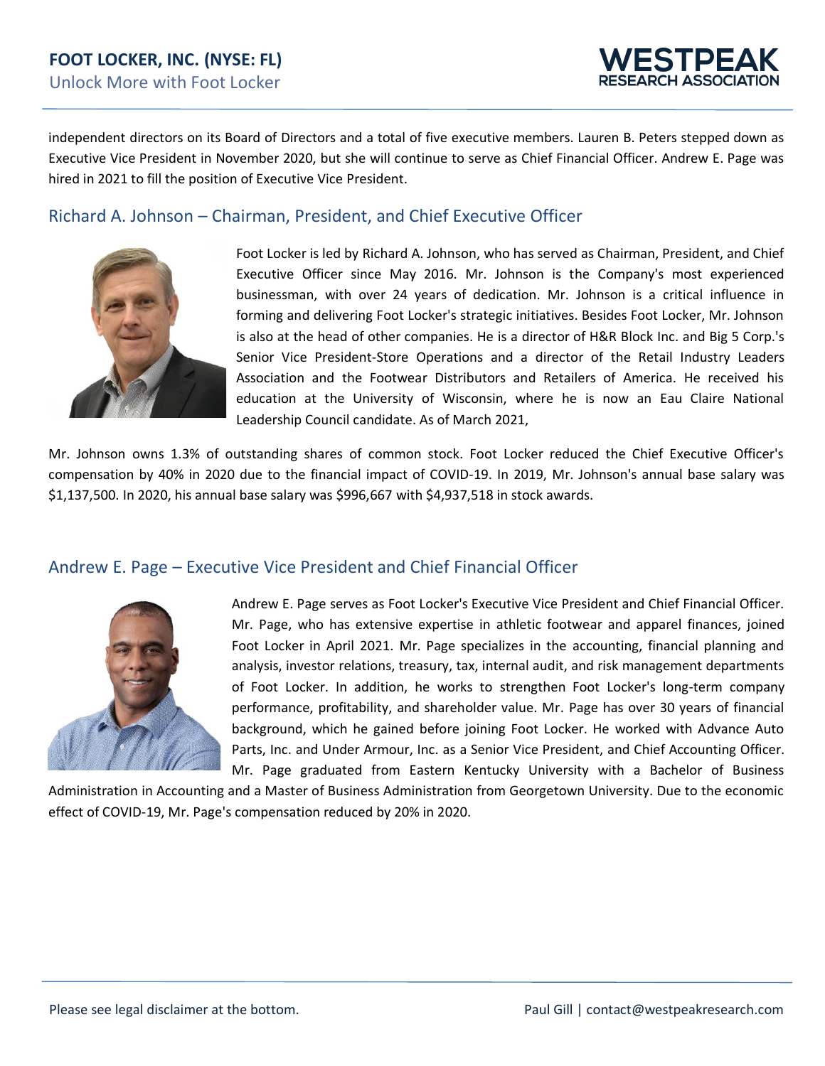independent directors on its Board of Directors and a total of five executive members. Lauren B. Peters stepped down as Executive Vice President in November 2020, but she will continue to serve as Chief Financial Officer. Andrew E. Page was hired in 2021 to fill the position of Executive Vice President.

## Richard A. Johnson – Chairman, President, and Chief Executive Officer

Foot Locker is led by Richard A. Johnson, who has served as Chairman, President, and Chief Executive Officer since May 2016. Mr. Johnson is the Company's most experienced businessman, with over 24 years of dedication. Mr. Johnson is a critical influence in forming and delivering Foot Locker's strategic initiatives. Besides Foot Locker, Mr. Johnson is also at the head of other companies. He is a director of H&R Block Inc. and Big 5 Corp.'s Senior Vice President-Store Operations and a director of the Retail Industry Leaders Association and the Footwear Distributors and Retailers of America. He received his education at the University of Wisconsin, where he is now an Eau Claire National Leadership Council candidate. As of March 2021,

Mr. Johnson owns 1.3% of outstanding shares of common stock. Foot Locker reduced the Chief Executive Officer's compensation by 40% in 2020 due to the financial impact of COVID-19. In 2019, Mr. Johnson's annual base salary was $1,137,500. In 2020, his annual base salary was $996,667 with $4,937,518 in stock awards.

## Andrew E. Page – Executive Vice President and Chief Financial Officer

Andrew E. Page serves as Foot Locker's Executive Vice President and Chief Financial Officer. Mr. Page, who has extensive expertise in athletic footwear and apparel finances, joined Foot Locker in April 2021. Mr. Page specializes in the accounting, financial planning and analysis, investor relations, treasury, tax, internal audit, and risk management departments of Foot Locker. In addition, he works to strengthen Foot Locker's long-term company performance, profitability, and shareholder value. Mr. Page has over 30 years of financial background, which he gained before joining Foot Locker. He worked with Advance Auto Parts, Inc. and Under Armour, Inc. as a Senior Vice President, and Chief Accounting Officer. Mr. Page graduated from Eastern Kentucky University with a Bachelor of Business Administration in Accounting and a Master of Business Administration from Georgetown University. Due to the economic effect of COVID-19, Mr. Page's compensation reduced by 20% in 2020.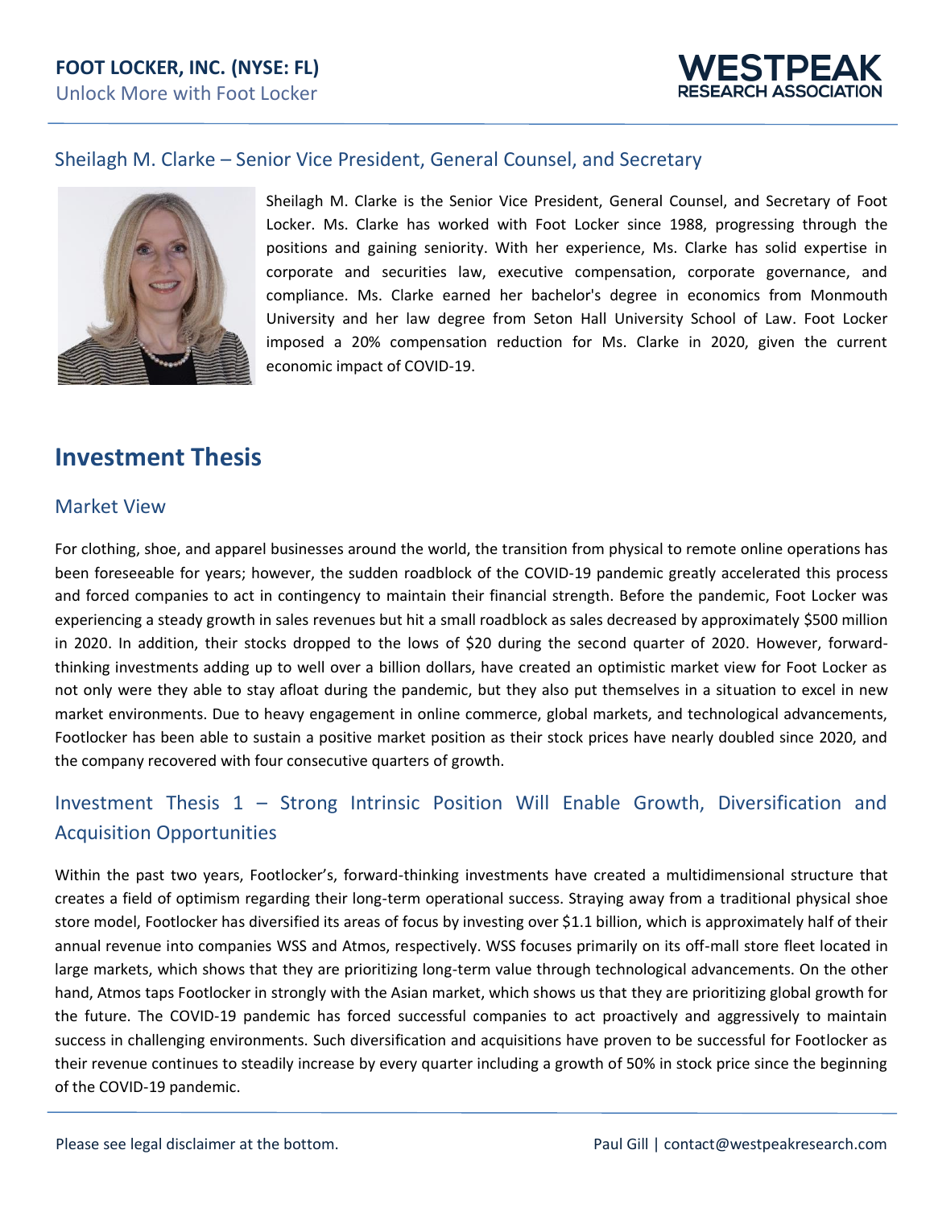## Sheilagh M. Clarke – Senior Vice President, General Counsel, and Secretary

Sheilagh M. Clarke is the Senior Vice President, General Counsel, and Secretary of Foot Locker. Ms. Clarke has worked with Foot Locker since 1988, progressing through the positions and gaining seniority. With her experience, Ms. Clarke has solid expertise in corporate and securities law, executive compensation, corporate governance, and compliance. Ms. Clarke earned her bachelor's degree in economics from Monmouth University and her law degree from Seton Hall University School of Law. Foot Locker imposed a 20% compensation reduction for Ms. Clarke in 2020, given the current economic impact of COVID-19.

# Investment Thesis

## Market View

For clothing, shoe, and apparel businesses around the world, the transition from physical to remote online operations has been foreseeable for years; however, the sudden roadblock of the COVID-19 pandemic greatly accelerated this process and forced companies to act in contingency to maintain their financial strength. Before the pandemic, Foot Locker was experiencing a steady growth in sales revenues but hit a small roadblock as sales decreased by approximately $500 million in 2020. In addition, their stocks dropped to the lows of $20 during the second quarter of 2020. However, forward-thinking investments adding up to well over a billion dollars, have created an optimistic market view for Foot Locker as not only were they able to stay afloat during the pandemic, but they also put themselves in a situation to excel in new market environments. Due to heavy engagement in online commerce, global markets, and technological advancements, Footlocker has been able to sustain a positive market position as their stock prices have nearly doubled since 2020, and the company recovered with four consecutive quarters of growth.

## Investment Thesis 1 – Strong Intrinsic Position Will Enable Growth, Diversification and Acquisition Opportunities

Within the past two years, Footlocker's, forward-thinking investments have created a multidimensional structure that creates a field of optimism regarding their long-term operational success. Straying away from a traditional physical shoe store model, Footlocker has diversified its areas of focus by investing over $1.1 billion, which is approximately half of their annual revenue into companies WSS and Atmos, respectively. WSS focuses primarily on its off-mall store fleet located in large markets, which shows that they are prioritizing long-term value through technological advancements. On the other hand, Atmos taps Footlocker in strongly with the Asian market, which shows us that they are prioritizing global growth for the future. The COVID-19 pandemic has forced successful companies to act proactively and aggressively to maintain success in challenging environments. Such diversification and acquisitions have proven to be successful for Footlocker as their revenue continues to steadily increase by every quarter including a growth of 50% in stock price since the beginning of the COVID-19 pandemic.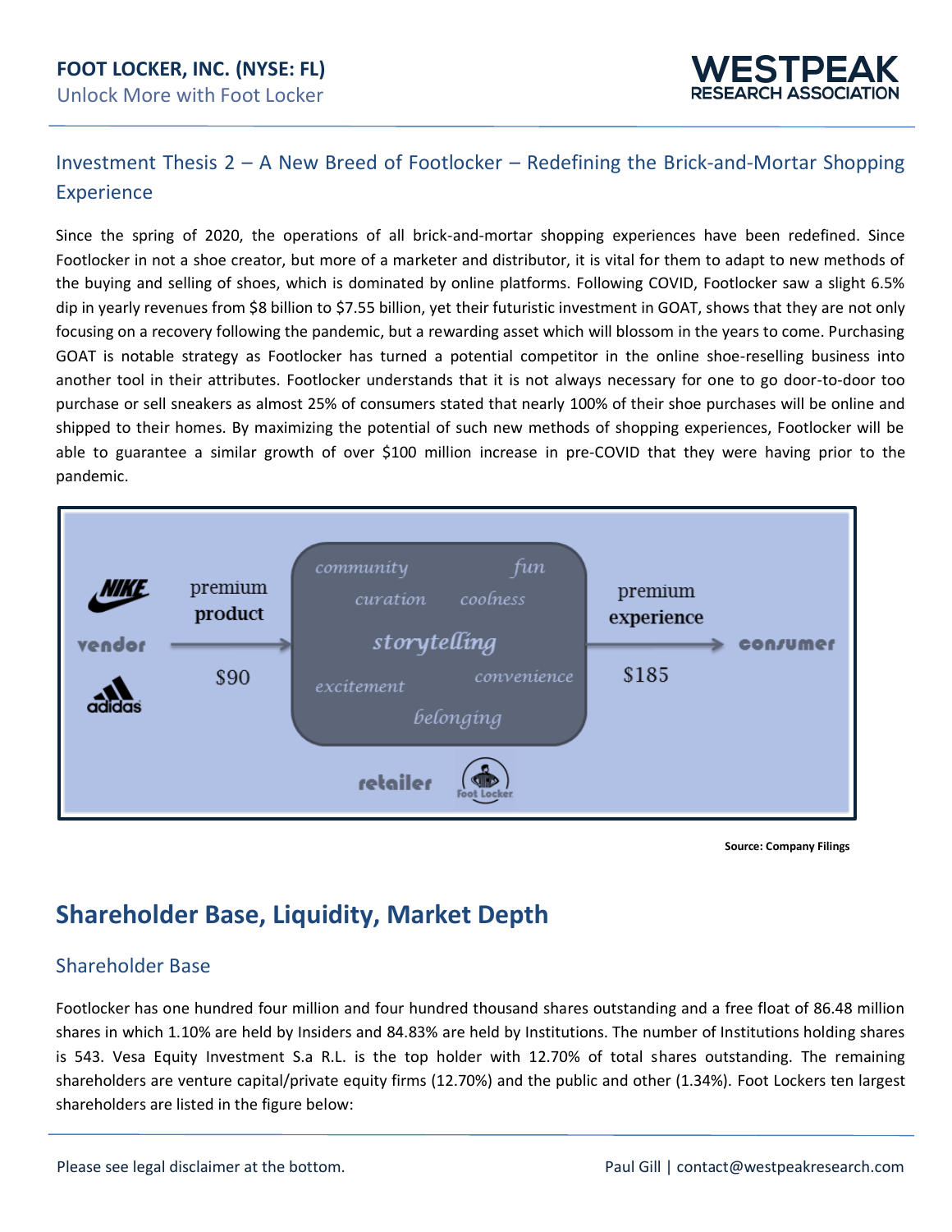## Investment Thesis 2 – A New Breed of Footlocker – Redefining the Brick-and-Mortar Shopping Experience

Since the spring of 2020, the operations of all brick-and-mortar shopping experiences have been redefined. Since Footlocker in not a shoe creator, but more of a marketer and distributor, it is vital for them to adapt to new methods of the buying and selling of shoes, which is dominated by online platforms. Following COVID, Footlocker saw a slight 6.5% dip in yearly revenues from $8 billion to $7.55 billion, yet their futuristic investment in GOAT, shows that they are not only focusing on a recovery following the pandemic, but a rewarding asset which will blossom in the years to come. Purchasing GOAT is notable strategy as Footlocker has turned a potential competitor in the online shoe-reselling business into another tool in their attributes. Footlocker understands that it is not always necessary for one to go door-to-door too purchase or sell sneakers as almost 25% of consumers stated that nearly 100% of their shoe purchases will be online and shipped to their homes. By maximizing the potential of such new methods of shopping experiences, Footlocker will be able to guarantee a similar growth of over $100 million increase in pre-COVID that they were having prior to the pandemic.

Source: Company Filings

# Shareholder Base, Liquidity, Market Depth

## Shareholder Base

Footlocker has one hundred four million and four hundred thousand shares outstanding and a free float of 86.48 million shares in which 1.10% are held by Insiders and 84.83% are held by Institutions. The number of Institutions holding shares is 543. Vesa Equity Investment S.a R.L. is the top holder with 12.70% of total shares outstanding. The remaining shareholders are venture capital/private equity firms (12.70%) and the public and other (1.34%). Foot Lockers ten largest shareholders are listed in the figure below: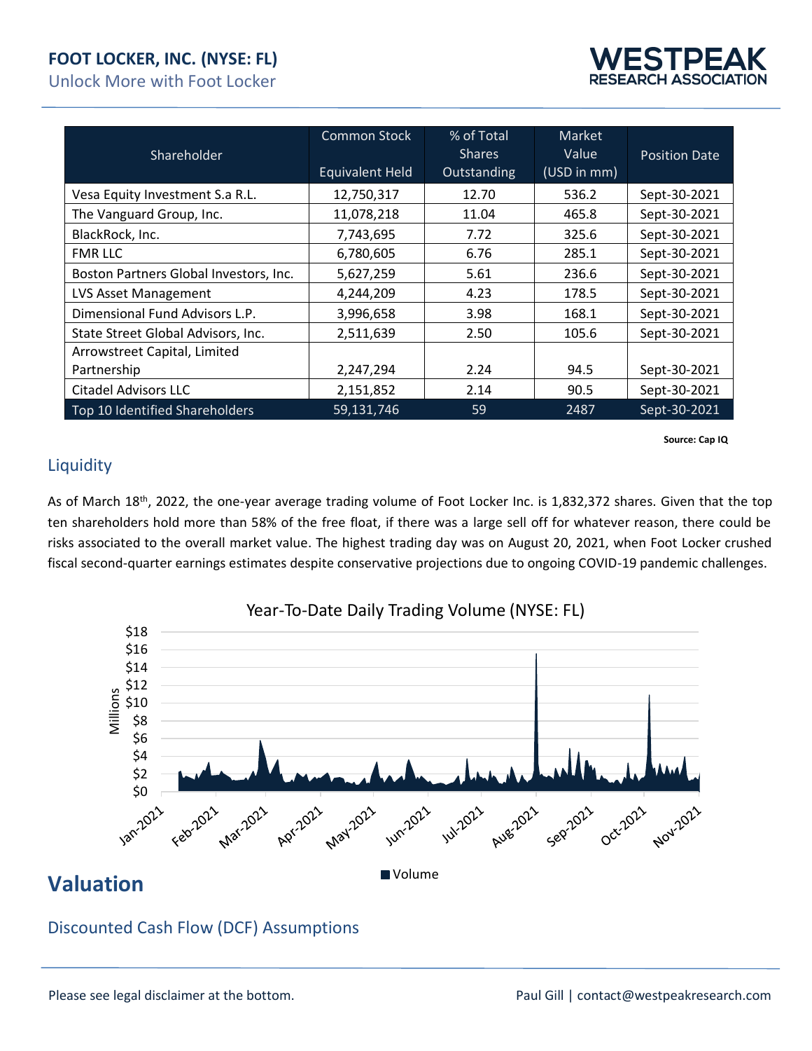| Shareholder | Common Stock Equivalent Held | % of Total Shares Outstanding | Market Value (USD in mm) | Position Date |
|---|---|---|---|---|
| Vesa Equity Investment S.a R.L. | 12,750,317 | 12.70 | 536.2 | Sept-30-2021 |
| The Vanguard Group, Inc. | 11,078,218 | 11.04 | 465.8 | Sept-30-2021 |
| BlackRock, Inc. | 7,743,695 | 7.72 | 325.6 | Sept-30-2021 |
| FMR LLC | 6,780,605 | 6.76 | 285.1 | Sept-30-2021 |
| Boston Partners Global Investors, Inc. | 5,627,259 | 5.61 | 236.6 | Sept-30-2021 |
| LVS Asset Management | 4,244,209 | 4.23 | 178.5 | Sept-30-2021 |
| Dimensional Fund Advisors L.P. | 3,996,658 | 3.98 | 168.1 | Sept-30-2021 |
| State Street Global Advisors, Inc. | 2,511,639 | 2.50 | 105.6 | Sept-30-2021 |
| Arrowstreet Capital, Limited Partnership | 2,247,294 | 2.24 | 94.5 | Sept-30-2021 |
| Citadel Advisors LLC | 2,151,852 | 2.14 | 90.5 | Sept-30-2021 |
| Top 10 Identified Shareholders | 59,131,746 | 59 | 2487 | Sept-30-2021 |

**Source: Cap IQ**

## Liquidity

As of March 18th, 2022, the one-year average trading volume of Foot Locker Inc. is 1,832,372 shares. Given that the top ten shareholders hold more than 58% of the free float, if there was a large sell off for whatever reason, there could be risks associated to the overall market value. The highest trading day was on August 20, 2021, when Foot Locker crushed fiscal second-quarter earnings estimates despite conservative projections due to ongoing COVID-19 pandemic challenges.

Year-To-Date Daily Trading Volume (NYSE: FL)

# Valuation

## Discounted Cash Flow (DCF) Assumptions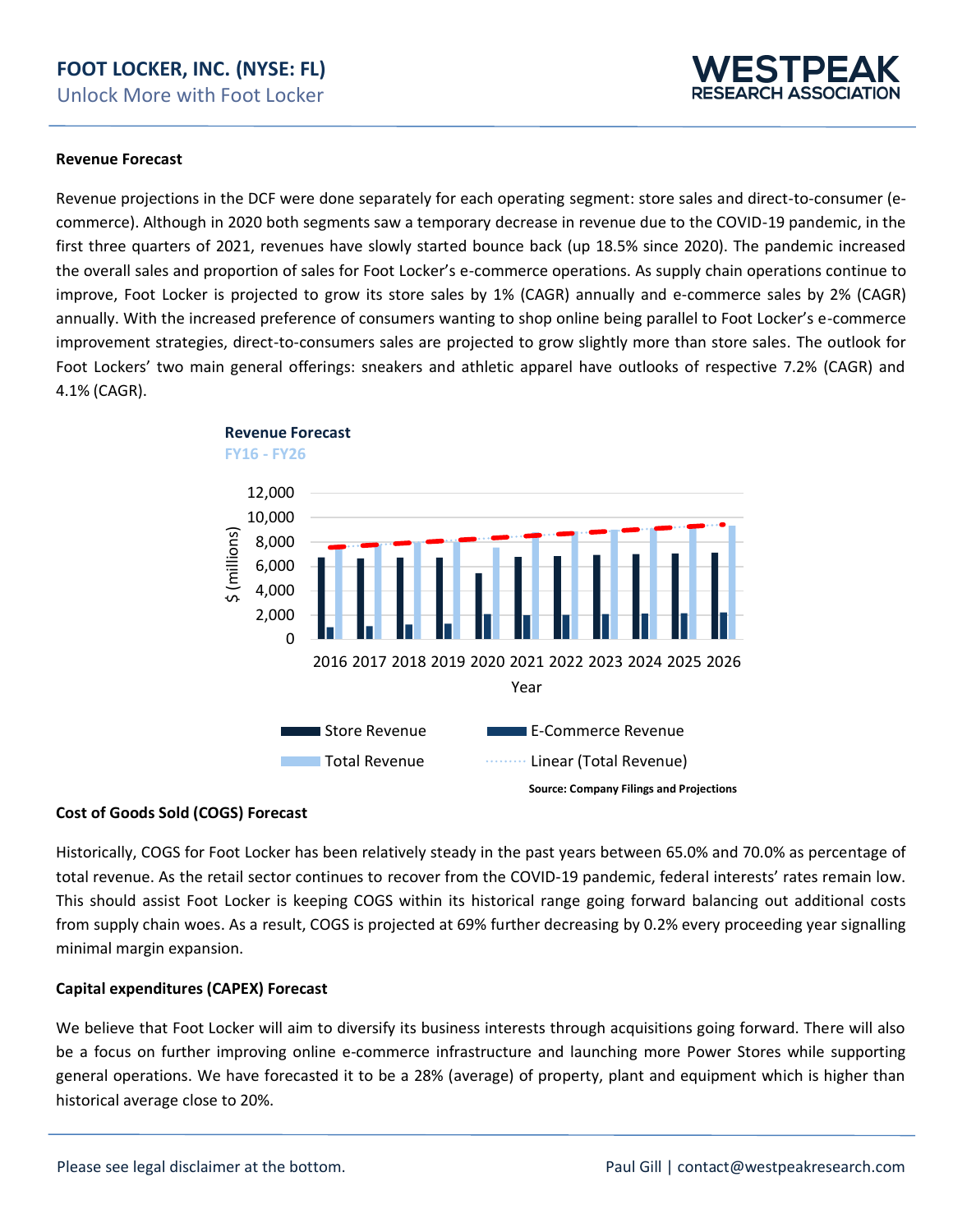### Revenue Forecast

Revenue projections in the DCF were done separately for each operating segment: store sales and direct-to-consumer (e-commerce). Although in 2020 both segments saw a temporary decrease in revenue due to the COVID-19 pandemic, in the first three quarters of 2021, revenues have slowly started bounce back (up 18.5% since 2020). The pandemic increased the overall sales and proportion of sales for Foot Locker's e-commerce operations. As supply chain operations continue to improve, Foot Locker is projected to grow its store sales by 1% (CAGR) annually and e-commerce sales by 2% (CAGR) annually. With the increased preference of consumers wanting to shop online being parallel to Foot Locker's e-commerce improvement strategies, direct-to-consumers sales are projected to grow slightly more than store sales. The outlook for Foot Lockers' two main general offerings: sneakers and athletic apparel have outlooks of respective 7.2% (CAGR) and 4.1% (CAGR).

**Revenue Forecast**
FY16 - FY26

Source: Company Filings and Projections

### Cost of Goods Sold (COGS) Forecast

Historically, COGS for Foot Locker has been relatively steady in the past years between 65.0% and 70.0% as percentage of total revenue. As the retail sector continues to recover from the COVID-19 pandemic, federal interests' rates remain low. This should assist Foot Locker is keeping COGS within its historical range going forward balancing out additional costs from supply chain woes. As a result, COGS is projected at 69% further decreasing by 0.2% every proceeding year signalling minimal margin expansion.

### Capital expenditures (CAPEX) Forecast

We believe that Foot Locker will aim to diversify its business interests through acquisitions going forward. There will also be a focus on further improving online e-commerce infrastructure and launching more Power Stores while supporting general operations. We have forecasted it to be a 28% (average) of property, plant and equipment which is higher than historical average close to 20%.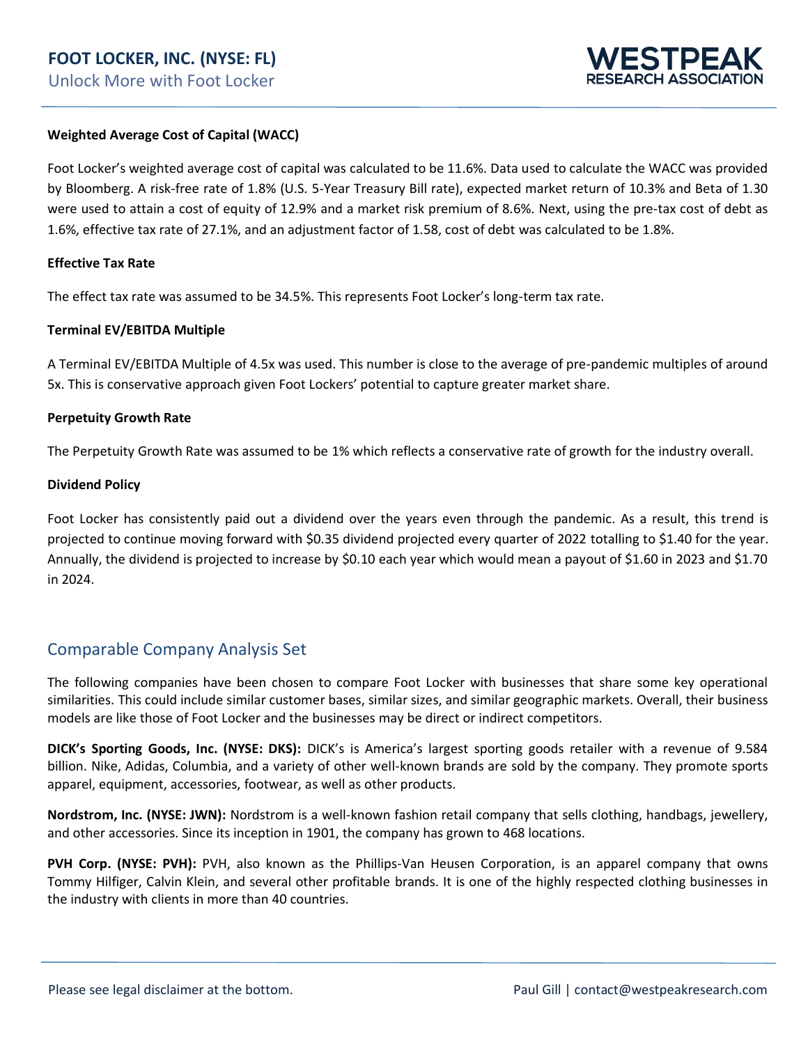### Weighted Average Cost of Capital (WACC)

Foot Locker's weighted average cost of capital was calculated to be 11.6%. Data used to calculate the WACC was provided by Bloomberg. A risk-free rate of 1.8% (U.S. 5-Year Treasury Bill rate), expected market return of 10.3% and Beta of 1.30 were used to attain a cost of equity of 12.9% and a market risk premium of 8.6%. Next, using the pre-tax cost of debt as 1.6%, effective tax rate of 27.1%, and an adjustment factor of 1.58, cost of debt was calculated to be 1.8%.

### Effective Tax Rate

The effect tax rate was assumed to be 34.5%. This represents Foot Locker's long-term tax rate.

### Terminal EV/EBITDA Multiple

A Terminal EV/EBITDA Multiple of 4.5x was used. This number is close to the average of pre-pandemic multiples of around 5x. This is conservative approach given Foot Lockers' potential to capture greater market share.

### Perpetuity Growth Rate

The Perpetuity Growth Rate was assumed to be 1% which reflects a conservative rate of growth for the industry overall.

### Dividend Policy

Foot Locker has consistently paid out a dividend over the years even through the pandemic. As a result, this trend is projected to continue moving forward with $0.35 dividend projected every quarter of 2022 totalling to $1.40 for the year. Annually, the dividend is projected to increase by $0.10 each year which would mean a payout of $1.60 in 2023 and $1.70 in 2024.

## Comparable Company Analysis Set

The following companies have been chosen to compare Foot Locker with businesses that share some key operational similarities. This could include similar customer bases, similar sizes, and similar geographic markets. Overall, their business models are like those of Foot Locker and the businesses may be direct or indirect competitors.

**DICK's Sporting Goods, Inc. (NYSE: DKS):** DICK's is America's largest sporting goods retailer with a revenue of 9.584 billion. Nike, Adidas, Columbia, and a variety of other well-known brands are sold by the company. They promote sports apparel, equipment, accessories, footwear, as well as other products.

**Nordstrom, Inc. (NYSE: JWN):** Nordstrom is a well-known fashion retail company that sells clothing, handbags, jewellery, and other accessories. Since its inception in 1901, the company has grown to 468 locations.

**PVH Corp. (NYSE: PVH):** PVH, also known as the Phillips-Van Heusen Corporation, is an apparel company that owns Tommy Hilfiger, Calvin Klein, and several other profitable brands. It is one of the highly respected clothing businesses in the industry with clients in more than 40 countries.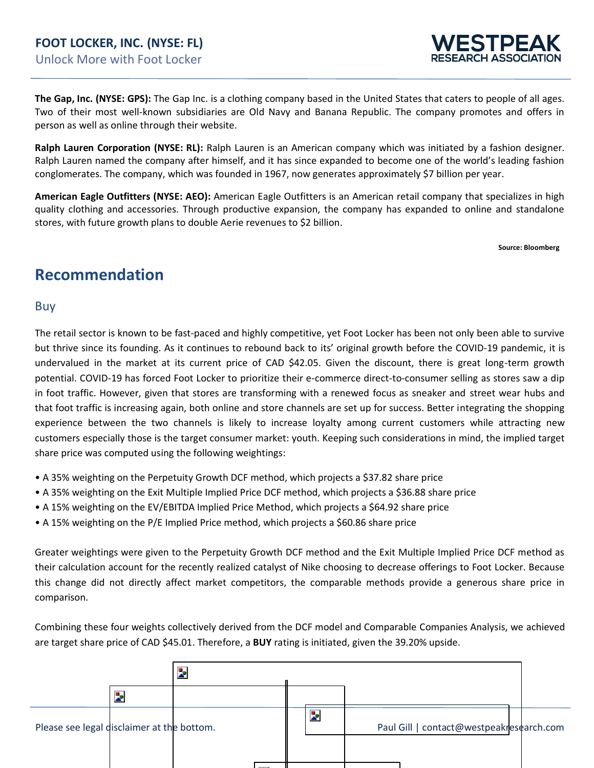**The Gap, Inc. (NYSE: GPS):** The Gap Inc. is a clothing company based in the United States that caters to people of all ages. Two of their most well-known subsidiaries are Old Navy and Banana Republic. The company promotes and offers in person as well as online through their website.

**Ralph Lauren Corporation (NYSE: RL):** Ralph Lauren is an American company which was initiated by a fashion designer. Ralph Lauren named the company after himself, and it has since expanded to become one of the world's leading fashion conglomerates. The company, which was founded in 1967, now generates approximately $7 billion per year.

**American Eagle Outfitters (NYSE: AEO):** American Eagle Outfitters is an American retail company that specializes in high quality clothing and accessories. Through productive expansion, the company has expanded to online and standalone stores, with future growth plans to double Aerie revenues to $2 billion.

**Source: Bloomberg**

## Recommendation

### Buy

The retail sector is known to be fast-paced and highly competitive, yet Foot Locker has been not only been able to survive but thrive since its founding. As it continues to rebound back to its' original growth before the COVID-19 pandemic, it is undervalued in the market at its current price of CAD $42.05. Given the discount, there is great long-term growth potential. COVID-19 has forced Foot Locker to prioritize their e-commerce direct-to-consumer selling as stores saw a dip in foot traffic. However, given that stores are transforming with a renewed focus as sneaker and street wear hubs and that foot traffic is increasing again, both online and store channels are set up for success. Better integrating the shopping experience between the two channels is likely to increase loyalty among current customers while attracting new customers especially those is the target consumer market: youth. Keeping such considerations in mind, the implied target share price was computed using the following weightings:

- A 35% weighting on the Perpetuity Growth DCF method, which projects a $37.82 share price
- A 35% weighting on the Exit Multiple Implied Price DCF method, which projects a $36.88 share price
- A 15% weighting on the EV/EBITDA Implied Price Method, which projects a $64.92 share price
- A 15% weighting on the P/E Implied Price method, which projects a $60.86 share price

Greater weightings were given to the Perpetuity Growth DCF method and the Exit Multiple Implied Price DCF method as their calculation account for the recently realized catalyst of Nike choosing to decrease offerings to Foot Locker. Because this change did not directly affect market competitors, the comparable methods provide a generous share price in comparison.

Combining these four weights collectively derived from the DCF model and Comparable Companies Analysis, we achieved are target share price of CAD $45.01. Therefore, a **BUY** rating is initiated, given the 39.20% upside.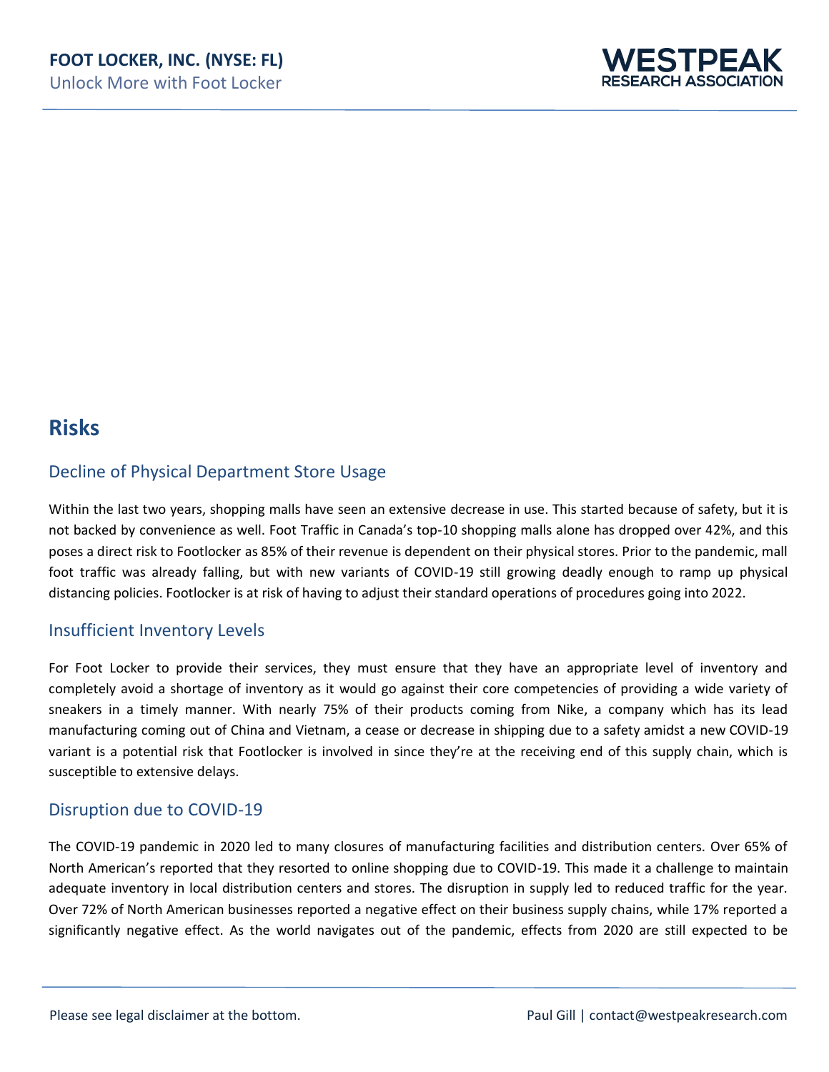## Risks

### Decline of Physical Department Store Usage

Within the last two years, shopping malls have seen an extensive decrease in use. This started because of safety, but it is not backed by convenience as well. Foot Traffic in Canada's top-10 shopping malls alone has dropped over 42%, and this poses a direct risk to Footlocker as 85% of their revenue is dependent on their physical stores. Prior to the pandemic, mall foot traffic was already falling, but with new variants of COVID-19 still growing deadly enough to ramp up physical distancing policies. Footlocker is at risk of having to adjust their standard operations of procedures going into 2022.

### Insufficient Inventory Levels

For Foot Locker to provide their services, they must ensure that they have an appropriate level of inventory and completely avoid a shortage of inventory as it would go against their core competencies of providing a wide variety of sneakers in a timely manner. With nearly 75% of their products coming from Nike, a company which has its lead manufacturing coming out of China and Vietnam, a cease or decrease in shipping due to a safety amidst a new COVID-19 variant is a potential risk that Footlocker is involved in since they're at the receiving end of this supply chain, which is susceptible to extensive delays.

### Disruption due to COVID-19

The COVID-19 pandemic in 2020 led to many closures of manufacturing facilities and distribution centers. Over 65% of North American's reported that they resorted to online shopping due to COVID-19. This made it a challenge to maintain adequate inventory in local distribution centers and stores. The disruption in supply led to reduced traffic for the year. Over 72% of North American businesses reported a negative effect on their business supply chains, while 17% reported a significantly negative effect. As the world navigates out of the pandemic, effects from 2020 are still expected to be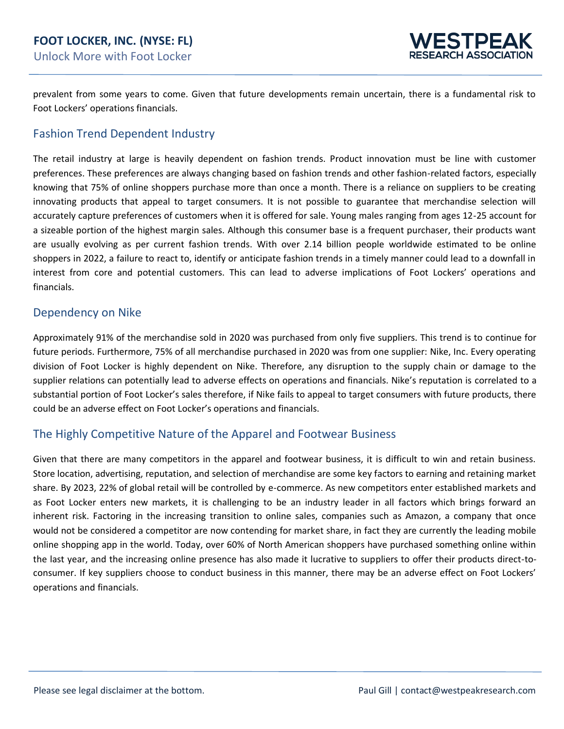prevalent from some years to come. Given that future developments remain uncertain, there is a fundamental risk to Foot Lockers' operations financials.

## Fashion Trend Dependent Industry

The retail industry at large is heavily dependent on fashion trends. Product innovation must be line with customer preferences. These preferences are always changing based on fashion trends and other fashion-related factors, especially knowing that 75% of online shoppers purchase more than once a month. There is a reliance on suppliers to be creating innovating products that appeal to target consumers. It is not possible to guarantee that merchandise selection will accurately capture preferences of customers when it is offered for sale. Young males ranging from ages 12-25 account for a sizeable portion of the highest margin sales. Although this consumer base is a frequent purchaser, their products want are usually evolving as per current fashion trends. With over 2.14 billion people worldwide estimated to be online shoppers in 2022, a failure to react to, identify or anticipate fashion trends in a timely manner could lead to a downfall in interest from core and potential customers. This can lead to adverse implications of Foot Lockers' operations and financials.

## Dependency on Nike

Approximately 91% of the merchandise sold in 2020 was purchased from only five suppliers. This trend is to continue for future periods. Furthermore, 75% of all merchandise purchased in 2020 was from one supplier: Nike, Inc. Every operating division of Foot Locker is highly dependent on Nike. Therefore, any disruption to the supply chain or damage to the supplier relations can potentially lead to adverse effects on operations and financials. Nike's reputation is correlated to a substantial portion of Foot Locker's sales therefore, if Nike fails to appeal to target consumers with future products, there could be an adverse effect on Foot Locker's operations and financials.

## The Highly Competitive Nature of the Apparel and Footwear Business

Given that there are many competitors in the apparel and footwear business, it is difficult to win and retain business. Store location, advertising, reputation, and selection of merchandise are some key factors to earning and retaining market share. By 2023, 22% of global retail will be controlled by e-commerce. As new competitors enter established markets and as Foot Locker enters new markets, it is challenging to be an industry leader in all factors which brings forward an inherent risk. Factoring in the increasing transition to online sales, companies such as Amazon, a company that once would not be considered a competitor are now contending for market share, in fact they are currently the leading mobile online shopping app in the world. Today, over 60% of North American shoppers have purchased something online within the last year, and the increasing online presence has also made it lucrative to suppliers to offer their products direct-to-consumer. If key suppliers choose to conduct business in this manner, there may be an adverse effect on Foot Lockers' operations and financials.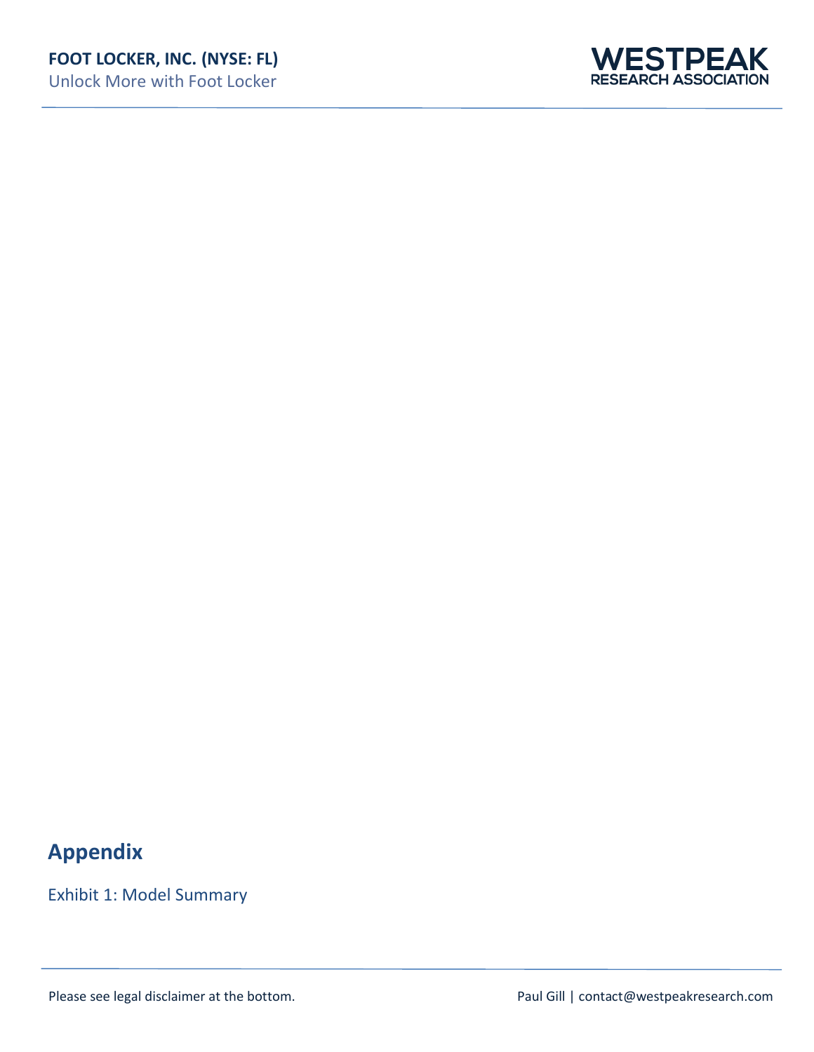## Appendix

Exhibit 1: Model Summary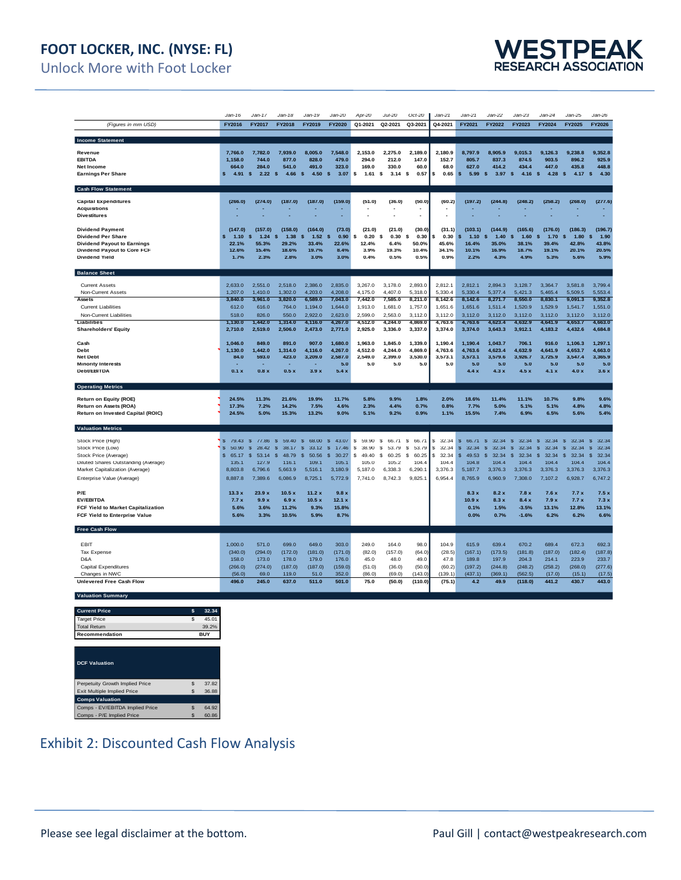# FOOT LOCKER, INC. (NYSE: FL)

## Unlock More with Foot Locker

| (Figures in mm USD) | Jan-16 FY2016 | Jan-17 FY2017 | Jan-18 FY2018 | Jan-19 FY2019 | Jan-20 FY2020 | Apr-20 Q1-2021 | Jul-20 Q2-2021 | Oct-20 Q3-2021 | Jan-21 Q4-2021 | Jan-21 FY2021 | Jan-22 FY2022 | Jan-23 FY2023 | Jan-24 FY2024 | Jan-25 FY2025 | Jan-26 FY2026 |
|---|---|---|---|---|---|---|---|---|---|---|---|---|---|---|---|
| **Income Statement** | | | | | | | | | | | | | | | |
| **Revenue** | 7,766.0 | 7,782.0 | 7,939.0 | 8,005.0 | 7,548.0 | 2,153.0 | 2,275.0 | 2,189.0 | 2,180.9 | 8,797.9 | 8,905.9 | 9,015.3 | 9,126.3 | 9,238.8 | 9,352.8 |
| **EBITDA** | 1,158.0 | 744.0 | 877.0 | 828.0 | 479.0 | 294.0 | 212.0 | 147.0 | 152.7 | 805.7 | 837.3 | 874.5 | 903.5 | 896.2 | 925.9 |
| **Net Income** | 664.0 | 284.0 | 541.0 | 491.0 | 323.0 | 169.0 | 330.0 | 60.0 | 68.0 | 627.0 | 414.2 | 434.4 | 447.0 | 435.8 | 448.8 |
| **Earnings Per Share** | $ 4.91 | $ 2.22 | $ 4.66 | $ 4.50 | $ 3.07 | $ 1.61 | $ 3.14 | $ 0.57 | $ 0.65 | $ 5.99 | $ 3.97 | $ 4.16 | $ 4.28 | $ 4.17 | $ 4.30 |
| **Cash Flow Statement** | | | | | | | | | | | | | | | |
| **Capital Expenditures** | (266.0) | (274.0) | (187.0) | (187.0) | (159.0) | (51.0) | (36.0) | (50.0) | (60.2) | (197.2) | (244.8) | (248.2) | (258.2) | (268.0) | (277.6) |
| **Acquisitions** | - | - | - | - | - | - | - | - | - | - | - | - | - | - | - |
| **Divestitures** | - | - | - | - | - | - | - | - | - | - | - | - | - | - | - |
| **Dividend Payment** | (147.0) | (157.0) | (158.0) | (164.0) | (73.0) | (21.0) | (21.0) | (30.0) | (31.1) | (103.1) | (144.9) | (165.6) | (176.0) | (186.3) | (196.7) |
| **Dividend Per Share** | $ 1.10 | $ 1.24 | $ 1.38 | $ 1.52 | $ 0.90 | $ 0.20 | $ 0.30 | $ 0.30 | $ 0.30 | $ 1.10 | $ 1.40 | $ 1.60 | $ 1.70 | $ 1.80 | $ 1.90 |
| **Dividend Payout to Earnings** | 22.1% | 55.3% | 29.2% | 33.4% | 22.6% | 12.4% | 6.4% | 50.0% | 45.6% | 16.4% | 35.0% | 38.1% | 39.4% | 42.8% | 43.8% |
| **Dividend Payout to Core FCF** | 12.6% | 15.4% | 18.6% | 19.7% | 8.4% | 3.9% | 19.3% | 10.4% | 34.1% | 10.1% | 16.9% | 18.7% | 19.1% | 20.1% | 20.5% |
| **Dividend Yield** | 1.7% | 2.3% | 2.8% | 3.0% | 3.0% | 0.4% | 0.5% | 0.5% | 0.9% | 2.2% | 4.3% | 4.9% | 5.3% | 5.6% | 5.9% |
| **Balance Sheet** | | | | | | | | | | | | | | | |
| Current Assets | 2,633.0 | 2,551.0 | 2,518.0 | 2,386.0 | 2,835.0 | 3,267.0 | 3,178.0 | 2,893.0 | 2,812.1 | 2,812.1 | 2,894.3 | 3,128.7 | 3,364.7 | 3,581.8 | 3,799.4 |
| Non-Current Assets | 1,207.0 | 1,410.0 | 1,302.0 | 4,203.0 | 4,208.0 | 4,175.0 | 4,407.0 | 5,318.0 | 5,330.4 | 5,330.4 | 5,377.4 | 5,421.3 | 5,465.4 | 5,509.5 | 5,553.4 |
| **Assets** | 3,840.0 | 3,961.0 | 3,820.0 | 6,589.0 | 7,043.0 | 7,442.0 | 7,585.0 | 8,211.0 | 8,142.6 | 8,142.6 | 8,271.7 | 8,550.0 | 8,830.1 | 9,091.3 | 9,352.8 |
| Current Liabilities | 612.0 | 616.0 | 764.0 | 1,194.0 | 1,644.0 | 1,913.0 | 1,681.0 | 1,757.0 | 1,651.6 | 1,651.6 | 1,511.4 | 1,520.9 | 1,529.9 | 1,541.7 | 1,551.0 |
| Non-Current Liabilities | 518.0 | 826.0 | 550.0 | 2,922.0 | 2,623.0 | 2,599.0 | 2,563.0 | 3,112.0 | 3,112.0 | 3,112.0 | 3,112.0 | 3,112.0 | 3,112.0 | 3,112.0 | 3,112.0 |
| **Liabilities** | 1,130.0 | 1,442.0 | 1,314.0 | 4,116.0 | 4,267.0 | 4,512.0 | 4,244.0 | 4,869.0 | 4,763.6 | 4,763.6 | 4,623.4 | 4,632.9 | 4,641.9 | 4,653.7 | 4,663.0 |
| **Shareholders' Equity** | 2,710.0 | 2,519.0 | 2,506.0 | 2,473.0 | 2,771.0 | 2,925.0 | 3,336.0 | 3,337.0 | 3,374.0 | 3,374.0 | 3,643.3 | 3,912.1 | 4,183.2 | 4,432.6 | 4,684.8 |
| **Cash** | 1,046.0 | 849.0 | 891.0 | 907.0 | 1,680.0 | 1,963.0 | 1,845.0 | 1,339.0 | 1,190.4 | 1,190.4 | 1,043.7 | 706.1 | 916.0 | 1,106.3 | 1,297.1 |
| **Debt** | 1,130.0 | 1,442.0 | 1,314.0 | 4,116.0 | 4,267.0 | 4,512.0 | 4,244.0 | 4,869.0 | 4,763.6 | 4,763.6 | 4,623.4 | 4,632.9 | 4,641.9 | 4,653.7 | 4,663.0 |
| **Net Debt** | 84.0 | 593.0 | 423.0 | 3,209.0 | 2,587.0 | 2,549.0 | 2,399.0 | 3,530.0 | 3,573.1 | 3,573.1 | 3,579.6 | 3,926.7 | 3,725.9 | 3,547.4 | 3,365.9 |
| **Minority Interests** | - | - | - | - | 5.0 | 5.0 | 5.0 | 5.0 | 5.0 | 5.0 | 5.0 | 5.0 | 5.0 | 5.0 | 5.0 |
| **Debt/EBITDA** | 0.1 x | 0.8 x | 0.5 x | 3.9 x | 5.4 x | | | | | 4.4 x | 4.3 x | 4.5 x | 4.1 x | 4.0 x | 3.6 x |
| **Operating Metrics** | | | | | | | | | | | | | | | |
| **Return on Equity (ROE)** | 24.5% | 11.3% | 21.6% | 19.9% | 11.7% | 5.8% | 9.9% | 1.8% | 2.0% | 18.6% | 11.4% | 11.1% | 10.7% | 9.8% | 9.6% |
| **Return on Assets (ROA)** | 17.3% | 7.2% | 14.2% | 7.5% | 4.6% | 2.3% | 4.4% | 0.7% | 0.8% | 7.7% | 5.0% | 5.1% | 5.1% | 4.8% | 4.8% |
| **Return on Invested Capital (ROIC)** | 24.5% | 5.0% | 15.3% | 13.2% | 9.0% | 5.1% | 9.2% | 0.9% | 1.1% | 15.5% | 7.4% | 6.9% | 6.5% | 5.6% | 5.4% |
| **Valuation Metrics** | | | | | | | | | | | | | | | |
| Stock Price (High) | $ 79.43 | $ 77.86 | $ 59.40 | $ 68.00 | $ 43.07 | $ 59.90 | $ 66.71 | $ 66.71 | $ 32.34 | $ 66.71 | $ 32.34 | $ 32.34 | $ 32.34 | $ 32.34 | $ 32.34 |
| Stock Price (Low) | $ 50.90 | $ 28.42 | $ 38.17 | $ 33.12 | $ 17.46 | $ 38.90 | $ 53.79 | $ 53.79 | $ 32.34 | $ 32.34 | $ 32.34 | $ 32.34 | $ 32.34 | $ 32.34 | $ 32.34 |
| Stock Price (Average) | $ 65.17 | $ 53.14 | $ 48.79 | $ 50.56 | $ 30.27 | $ 49.40 | $ 60.25 | $ 60.25 | $ 32.34 | $ 49.53 | $ 32.34 | $ 32.34 | $ 32.34 | $ 32.34 | $ 32.34 |
| Diluted Shares Outstanding (Average) | 135.1 | 127.9 | 116.1 | 109.1 | 105.1 | 105.0 | 105.2 | 104.4 | 104.4 | 104.8 | 104.4 | 104.4 | 104.4 | 104.4 | 104.4 |
| Market Capitalization (Average) | 8,803.8 | 6,796.6 | 5,663.9 | 5,516.1 | 3,180.9 | 5,187.0 | 6,338.3 | 6,290.1 | 3,376.3 | 5,187.7 | 3,376.3 | 3,376.3 | 3,376.3 | 3,376.3 | 3,376.3 |
| Enterprise Value (Average) | 8,887.8 | 7,389.6 | 6,086.9 | 8,725.1 | 5,772.9 | 7,741.0 | 8,742.3 | 9,825.1 | 6,954.4 | 8,765.9 | 6,960.9 | 7,308.0 | 7,107.2 | 6,928.7 | 6,747.2 |
| **P/E** | 13.3 x | 23.9 x | 10.5 x | 11.2 x | 9.8 x | | | | | 8.3 x | 8.2 x | 7.8 x | 7.6 x | 7.7 x | 7.5 x |
| **EV/EBITDA** | 7.7 x | 9.9 x | 6.9 x | 10.5 x | 12.1 x | | | | | 10.9 x | 8.3 x | 8.4 x | 7.9 x | 7.7 x | 7.3 x |
| **FCF Yield to Market Capitalization** | 5.6% | 3.6% | 11.2% | 9.3% | 15.8% | | | | | 0.1% | 1.5% | -3.5% | 13.1% | 12.8% | 13.1% |
| **FCF Yield to Enterprise Value** | 5.6% | 3.3% | 10.5% | 5.9% | 8.7% | | | | | 0.0% | 0.7% | -1.6% | 6.2% | 6.2% | 6.6% |
| **Free Cash Flow** | | | | | | | | | | | | | | | |
| EBIT | 1,000.0 | 571.0 | 699.0 | 649.0 | 303.0 | 249.0 | 164.0 | 98.0 | 104.9 | 615.9 | 639.4 | 670.2 | 689.4 | 672.3 | 692.3 |
| Tax Expense | (340.0) | (294.0) | (172.0) | (181.0) | (171.0) | (82.0) | (157.0) | (64.0) | (28.5) | (167.1) | (173.5) | (181.8) | (187.0) | (182.4) | (187.8) |
| D&A | 158.0 | 173.0 | 178.0 | 179.0 | 176.0 | 45.0 | 48.0 | 49.0 | 47.8 | 189.8 | 197.9 | 204.3 | 214.1 | 223.9 | 233.7 |
| Capital Expenditures | (266.0) | (274.0) | (187.0) | (187.0) | (159.0) | (51.0) | (36.0) | (50.0) | (60.2) | (197.2) | (244.8) | (248.2) | (258.2) | (268.0) | (277.6) |
| Changes in NWC | (56.0) | 69.0 | 119.0 | 51.0 | 352.0 | (86.0) | (69.0) | (143.0) | (139.1) | (437.1) | (369.1) | (562.5) | (17.0) | (15.1) | (17.5) |
| **Unlevered Free Cash Flow** | 496.0 | 245.0 | 637.0 | 511.0 | 501.0 | 75.0 | (50.0) | (110.0) | (75.1) | 4.2 | 49.9 | (118.0) | 441.2 | 430.7 | 443.0 |

**Valuation Summary**

| **Current Price** | $ 32.34 |
|---|---|
| Target Price | $ 45.01 |
| Total Return | 39.2% |
| **Recommendation** | **BUY** |

| **DCF Valuation** | |
|---|---|
| Perpetuity Growth Implied Price | $ 37.82 |
| Exit Multiple Implied Price | $ 36.88 |
| **Comps Valuation** | |
| Comps - EV/EBITDA Implied Price | $ 64.92 |
| Comps - P/E Implied Price | $ 60.86 |

Exhibit 2: Discounted Cash Flow Analysis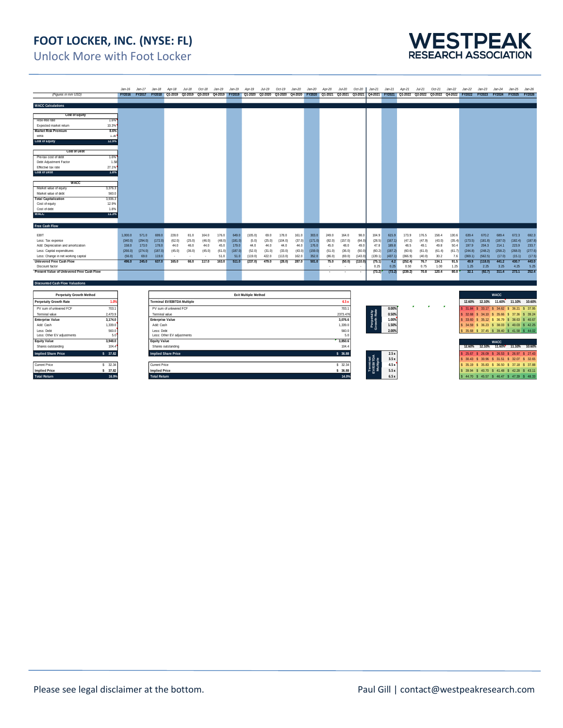# FOOT LOCKER, INC. (NYSE: FL)

## Unlock More with Foot Locker

WESTPEAK RESEARCH ASSOCIATION

| (Figures in mm USD) | Jan-16 FY2016 | Jan-17 FY2017 | Jan-18 FY2018 | Apr-18 Q1-2019 | Jul-18 Q2-2019 | Oct-18 Q3-2019 | Jan-19 Q4-2019 | Jan-19 FY2019 | Apr-19 Q1-2020 | Jul-19 Q2-2020 | Oct-19 Q3-2020 | Jan-20 Q4-2020 | Jan-20 FY2020 | Apr-20 Q1-2021 | Jul-20 Q2-2021 | Oct-20 Q3-2021 | Jan-21 Q4-2021 | Jan-21 FY2021 | Apr-21 Q1-2022 | Jul-21 Q2-2022 | Oct-21 Q3-2022 | Jan-22 Q4-2022 | Jan-22 FY2022 | Jan-23 FY2023 | Jan-24 FY2024 | Jan-25 FY2025 | Jan-26 FY2026 |
|---|---|---|---|---|---|---|---|---|---|---|---|---|---|---|---|---|---|---|---|---|---|---|---|---|---|---|---|
| **Free Cash Flow** | | | | | | | | | | | | | | | | | | | | | | | | | | | |
| EBIT | 1,000.0 | 571.0 | 699.0 | 228.0 | 81.0 | 164.0 | 176.0 | 649.0 | (105.0) | 69.0 | 178.0 | 161.0 | 303.0 | 249.0 | 164.0 | 98.0 | 104.9 | 615.9 | 173.9 | 176.5 | 158.4 | 130.6 | 639.4 | 670.2 | 689.4 | 672.3 | 692.3 |
| Less: Tax expense | (340.0) | (294.0) | (172.0) | (62.0) | (25.0) | (46.0) | (48.0) | (181.0) | (5.0) | (25.0) | (104.0) | (37.0) | (171.0) | (82.0) | (157.0) | (64.0) | (28.5) | (167.1) | (47.2) | (47.9) | (43.0) | (35.4) | (173.5) | (181.8) | (187.0) | (182.4) | (187.8) |
| Add: Depreciation and amortization | 158.0 | 173.0 | 178.0 | 44.0 | 46.0 | 44.0 | 45.0 | 179.0 | 44.0 | 44.0 | 44.0 | 44.0 | 176.0 | 45.0 | 48.0 | 49.0 | 47.8 | 189.8 | 48.5 | 49.1 | 49.8 | 50.4 | 197.9 | 204.3 | 214.1 | 223.9 | 233.7 |
| Less: Capital expenditures | (266.0) | (274.0) | (187.0) | (45.0) | (36.0) | (45.0) | (61.0) | (187.0) | (52.0) | (31.0) | (33.0) | (43.0) | (159.0) | (51.0) | (36.0) | (50.0) | (60.2) | (197.2) | (60.6) | (61.0) | (61.4) | (61.7) | (244.8) | (248.2) | (258.2) | (268.0) | (277.6) |
| Less: Change in net working capital | (56.0) | 69.0 | 119.0 | - | - | - | 51.0 | 51.0 | (119.0) | 422.0 | (113.0) | 162.0 | 352.0 | (86.0) | (69.0) | (143.0) | (139.1) | (437.1) | (366.9) | (40.0) | 30.2 | 7.6 | (369.1) | (562.5) | (17.0) | (15.1) | (17.5) |
| **Unlevered Free Cash Flow** | **496.0** | **245.0** | **637.0** | **165.0** | **66.0** | **117.0** | **163.0** | **511.0** | **(237.0)** | **479.0** | **(28.0)** | **287.0** | **501.0** | **75.0** | **(50.0)** | **(110.0)** | **(75.1)** | **4.2** | **(252.4)** | **76.7** | **134.1** | **91.5** | **49.9** | **(118.0)** | **441.2** | **430.7** | **443.0** |
| Discount factor | | | | | | | | | | | | | | - | - | - | 0.25 | 0.25 | 0.50 | 0.75 | 1.00 | 1.25 | 1.25 | 2.25 | 3.25 | 4.25 | 5.25 |
| **Present Value of Unlevered Free Cash Flow** | | | | | | | | | | | | | | - | - | - | (73.2) | (73.2) | (239.2) | 70.8 | 120.4 | 80.0 | 32.1 | (92.7) | 311.4 | 273.1 | 252.4 |

### WACC Calculations

| Cost of Equity | |
|---|---|
| Risk-free rate | 1.8% |
| Expected market return | 10.3% |
| **Market Risk Premium** | **8.6%** |
| Beta | 1.30 |
| **Cost of Equity** | **12.9%** |

| Cost of Debt | |
|---|---|
| Pre-tax cost of debt | 1.6% |
| Debt Adjustment Factor | 1.58 |
| Effective tax rate | 27.1% |
| **Cost of Debt** | **1.8%** |

| WACC | |
|---|---|
| Market value of equity | 3,376.3 |
| Market value of debt | 560.0 |
| **Total Capitalization** | **3,936.3** |
| Cost of equity | 12.9% |
| Cost of debt | 1.8% |
| **WACC** | **11.3%** |

### Discounted Cash Flow Valuations

| Perpetuity Growth Method | |
|---|---|
| **Perpetuity Growth Rate** | **1.0%** |
| PV sum of unlevered FCF | 703.1 |
| Terminal value | 2,470.9 |
| **Enterprise Value** | **3,174.0** |
| Add: Cash | 1,339.0 |
| Less: Debt | 560.0 |
| Less: Other EV adjustments | 5.0 |
| **Equity Value** | **3,948.0** |
| Shares outstanding | 104.4 |
| **Implied Share Price** | **$ 37.82** |
| Current Price | $ 32.34 |
| **Implied Price** | **$ 37.82** |
| **Total Return** | **16.9%** |

| Exit Multiple Method | |
|---|---|
| **Terminal EV/EBITDA Multiple** | **4.5 x** |
| PV sum of unlevered FCF | 703.1 |
| Terminal value | 2373.476 |
| **Enterprise Value** | **3,076.6** |
| Add: Cash | 1,339.0 |
| Less: Debt | 560.0 |
| Less: Other EV adjustments | 5.0 |
| **Equity Value** | **3,850.6** |
| Shares outstanding | 104.4 |
| **Implied Share Price** | **$ 36.88** |
| Current Price | $ 32.34 |
| **Implied Price** | **$ 36.88** |
| **Total Return** | **14.0%** |

| Perpetuity Growth Rate \ WACC | 12.60% | 12.10% | 11.60% | 11.10% | 10.60% |
|---|---|---|---|---|---|
| 0.00% | $ 31.84 | $ 33.17 | $ 34.62 | $ 36.21 | $ 37.95 |
| 0.50% | $ 32.68 | $ 34.10 | $ 35.66 | $ 37.36 | $ 39.24 |
| 1.00% | $ 33.60 | $ 35.12 | $ 36.79 | $ 38.63 | $ 40.67 |
| 1.50% | $ 34.59 | $ 36.23 | $ 38.03 | $ 40.03 | $ 42.25 |
| 2.00% | $ 35.68 | $ 37.45 | $ 39.40 | $ 41.58 | $ 44.02 |

| Terminal EV/EBITDA Multiple \ WACC | 12.60% | 12.10% | 11.60% | 11.10% | 10.60% |
|---|---|---|---|---|---|
| 2.5 x | $ 25.67 | $ 26.09 | $ 26.53 | $ 26.97 | $ 27.43 |
| 3.5 x | $ 30.43 | $ 30.96 | $ 31.51 | $ 32.07 | $ 32.65 |
| 4.5 x | $ 35.19 | $ 35.83 | $ 36.50 | $ 37.18 | $ 37.88 |
| 5.5 x | $ 39.94 | $ 40.70 | $ 41.48 | $ 42.28 | $ 43.11 |
| 6.5 x | $ 44.70 | $ 45.57 | $ 46.47 | $ 47.39 | $ 48.33 |

Please see legal disclaimer at the bottom.

Paul Gill | contact@westpeakresearch.com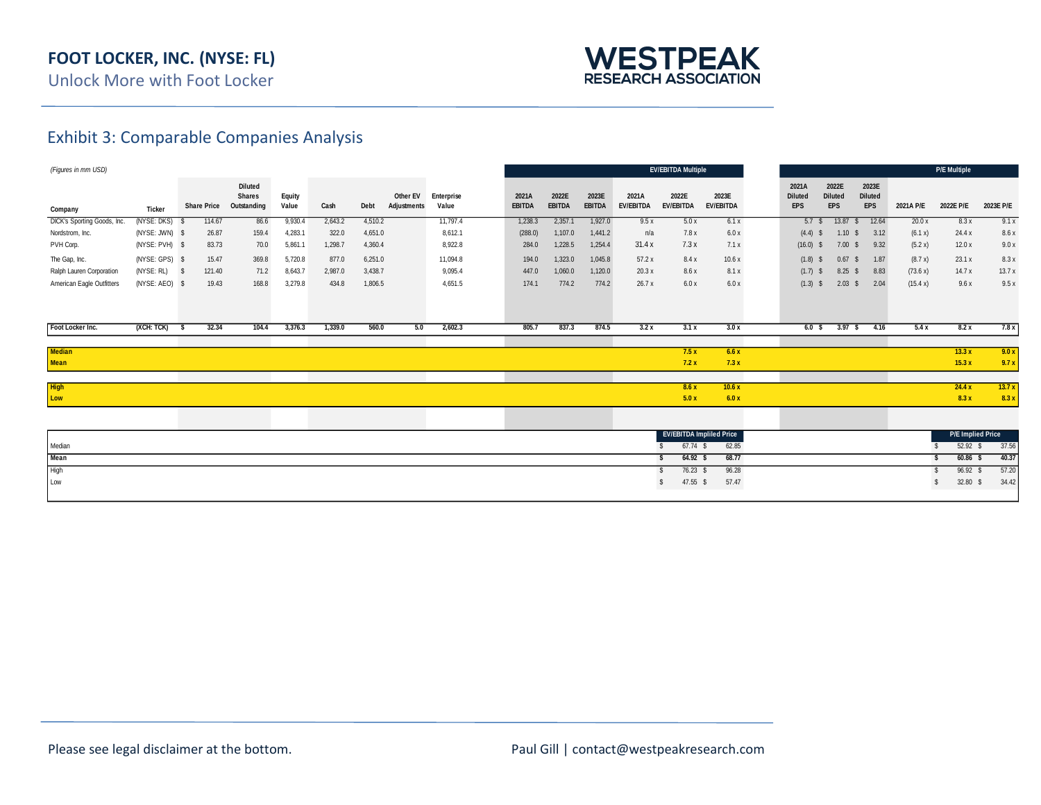# FOOT LOCKER, INC. (NYSE: FL)

Unlock More with Foot Locker

WESTPEAK RESEARCH ASSOCIATION

## Exhibit 3: Comparable Companies Analysis

*(Figures in mm USD)*

| Company | Ticker | Share Price | Diluted Shares Outstanding | Equity Value | Cash | Debt | Other EV Adjustments | Enterprise Value | 2021A EBITDA | 2022E EBITDA | 2023E EBITDA | 2021A EV/EBITDA | 2022E EV/EBITDA | 2023E EV/EBITDA | 2021A Diluted EPS | 2022E Diluted EPS | 2023E Diluted EPS | 2021A P/E | 2022E P/E | 2023E P/E |
|---|---|---|---|---|---|---|---|---|---|---|---|---|---|---|---|---|---|---|---|---|
| | | | | | | | | | | | | **EV/EBITDA Multiple** | | | | | | **P/E Multiple** | | |
| DICK's Sporting Goods, Inc. | (NYSE: DKS) | $ 114.67 | 86.6 | 9,930.4 | 2,643.2 | 4,510.2 | | 11,797.4 | 1,238.3 | 2,357.1 | 1,927.0 | 9.5 x | 5.0 x | 6.1 x | 5.7 | $ 13.87 | $ 12.64 | 20.0 x | 8.3 x | 9.1 x |
| Nordstrom, Inc. | (NYSE: JWN) | $ 26.87 | 159.4 | 4,283.1 | 322.0 | 4,651.0 | | 8,612.1 | (288.0) | 1,107.0 | 1,441.2 | n/a | 7.8 x | 6.0 x | (4.4) | $ 1.10 | $ 3.12 | (6.1 x) | 24.4 x | 8.6 x |
| PVH Corp. | (NYSE: PVH) | $ 83.73 | 70.0 | 5,861.1 | 1,298.7 | 4,360.4 | | 8,922.8 | 284.0 | 1,228.5 | 1,254.4 | 31.4 x | 7.3 x | 7.1 x | (16.0) | $ 7.00 | $ 9.32 | (5.2 x) | 12.0 x | 9.0 x |
| The Gap, Inc. | (NYSE: GPS) | $ 15.47 | 369.8 | 5,720.8 | 877.0 | 6,251.0 | | 11,094.8 | 194.0 | 1,323.0 | 1,045.8 | 57.2 x | 8.4 x | 10.6 x | (1.8) | $ 0.67 | $ 1.87 | (8.7 x) | 23.1 x | 8.3 x |
| Ralph Lauren Corporation | (NYSE: RL) | $ 121.40 | 71.2 | 8,643.7 | 2,987.0 | 3,438.7 | | 9,095.4 | 447.0 | 1,060.0 | 1,120.0 | 20.3 x | 8.6 x | 8.1 x | (1.7) | $ 8.25 | $ 8.83 | (73.6 x) | 14.7 x | 13.7 x |
| American Eagle Outfitters | (NYSE: AEO) | $ 19.43 | 168.8 | 3,279.8 | 434.8 | 1,806.5 | | 4,651.5 | 174.1 | 774.2 | 774.2 | 26.7 x | 6.0 x | 6.0 x | (1.3) | $ 2.03 | $ 2.04 | (15.4 x) | 9.6 x | 9.5 x |
| **Foot Locker Inc.** | **(XCH: TCK)** | **$ 32.34** | **104.4** | **3,376.3** | **1,339.0** | **560.0** | **5.0** | **2,602.3** | **805.7** | **837.3** | **874.5** | **3.2 x** | **3.1 x** | **3.0 x** | **6.0** | **$ 3.97** | **$ 4.16** | **5.4 x** | **8.2 x** | **7.8 x** |
| **Median** | | | | | | | | | | | | | **7.5 x** | **6.6 x** | | | | | **13.3 x** | **9.0 x** |
| **Mean** | | | | | | | | | | | | | **7.2 x** | **7.3 x** | | | | | **15.3 x** | **9.7 x** |
| **High** | | | | | | | | | | | | | **8.6 x** | **10.6 x** | | | | | **24.4 x** | **13.7 x** |
| **Low** | | | | | | | | | | | | | **5.0 x** | **6.0 x** | | | | | **8.3 x** | **8.3 x** |

| | EV/EBITDA Implied Price | | P/E Implied Price | |
|---|---|---|---|---|
| Median | $ 67.74 | $ 62.85 | $ 52.92 | $ 37.56 |
| **Mean** | **$ 64.92** | **$ 68.77** | **$ 60.86** | **$ 40.37** |
| High | $ 76.23 | $ 96.28 | $ 96.92 | $ 57.20 |
| Low | $ 47.55 | $ 57.47 | $ 32.80 | $ 34.42 |

Please see legal disclaimer at the bottom.

Paul Gill | contact@westpeakresearch.com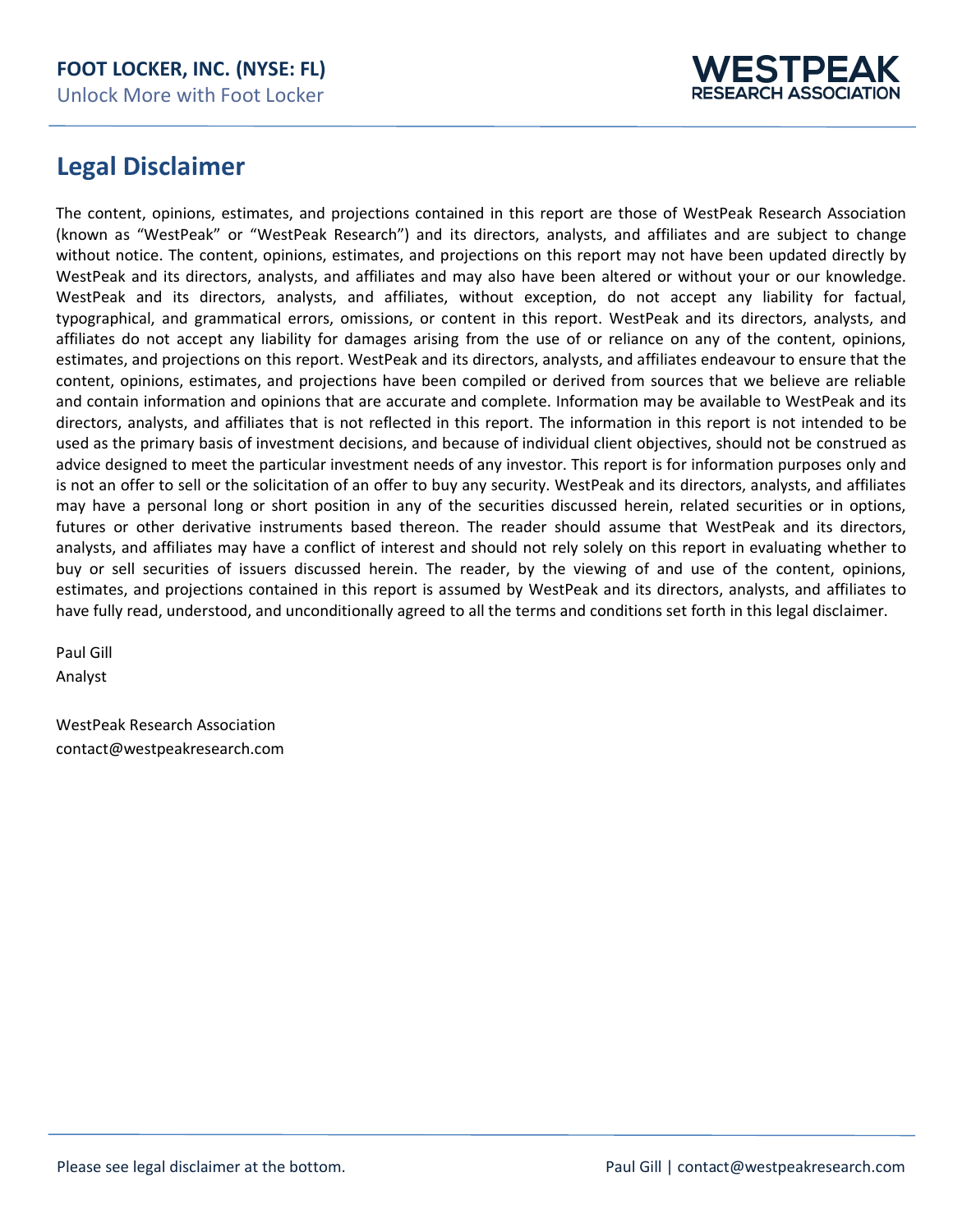## Legal Disclaimer

The content, opinions, estimates, and projections contained in this report are those of WestPeak Research Association (known as "WestPeak" or "WestPeak Research") and its directors, analysts, and affiliates and are subject to change without notice. The content, opinions, estimates, and projections on this report may not have been updated directly by WestPeak and its directors, analysts, and affiliates and may also have been altered or without your or our knowledge. WestPeak and its directors, analysts, and affiliates, without exception, do not accept any liability for factual, typographical, and grammatical errors, omissions, or content in this report. WestPeak and its directors, analysts, and affiliates do not accept any liability for damages arising from the use of or reliance on any of the content, opinions, estimates, and projections on this report. WestPeak and its directors, analysts, and affiliates endeavour to ensure that the content, opinions, estimates, and projections have been compiled or derived from sources that we believe are reliable and contain information and opinions that are accurate and complete. Information may be available to WestPeak and its directors, analysts, and affiliates that is not reflected in this report. The information in this report is not intended to be used as the primary basis of investment decisions, and because of individual client objectives, should not be construed as advice designed to meet the particular investment needs of any investor. This report is for information purposes only and is not an offer to sell or the solicitation of an offer to buy any security. WestPeak and its directors, analysts, and affiliates may have a personal long or short position in any of the securities discussed herein, related securities or in options, futures or other derivative instruments based thereon. The reader should assume that WestPeak and its directors, analysts, and affiliates may have a conflict of interest and should not rely solely on this report in evaluating whether to buy or sell securities of issuers discussed herein. The reader, by the viewing of and use of the content, opinions, estimates, and projections contained in this report is assumed by WestPeak and its directors, analysts, and affiliates to have fully read, understood, and unconditionally agreed to all the terms and conditions set forth in this legal disclaimer.

Paul Gill
Analyst

WestPeak Research Association
contact@westpeakresearch.com